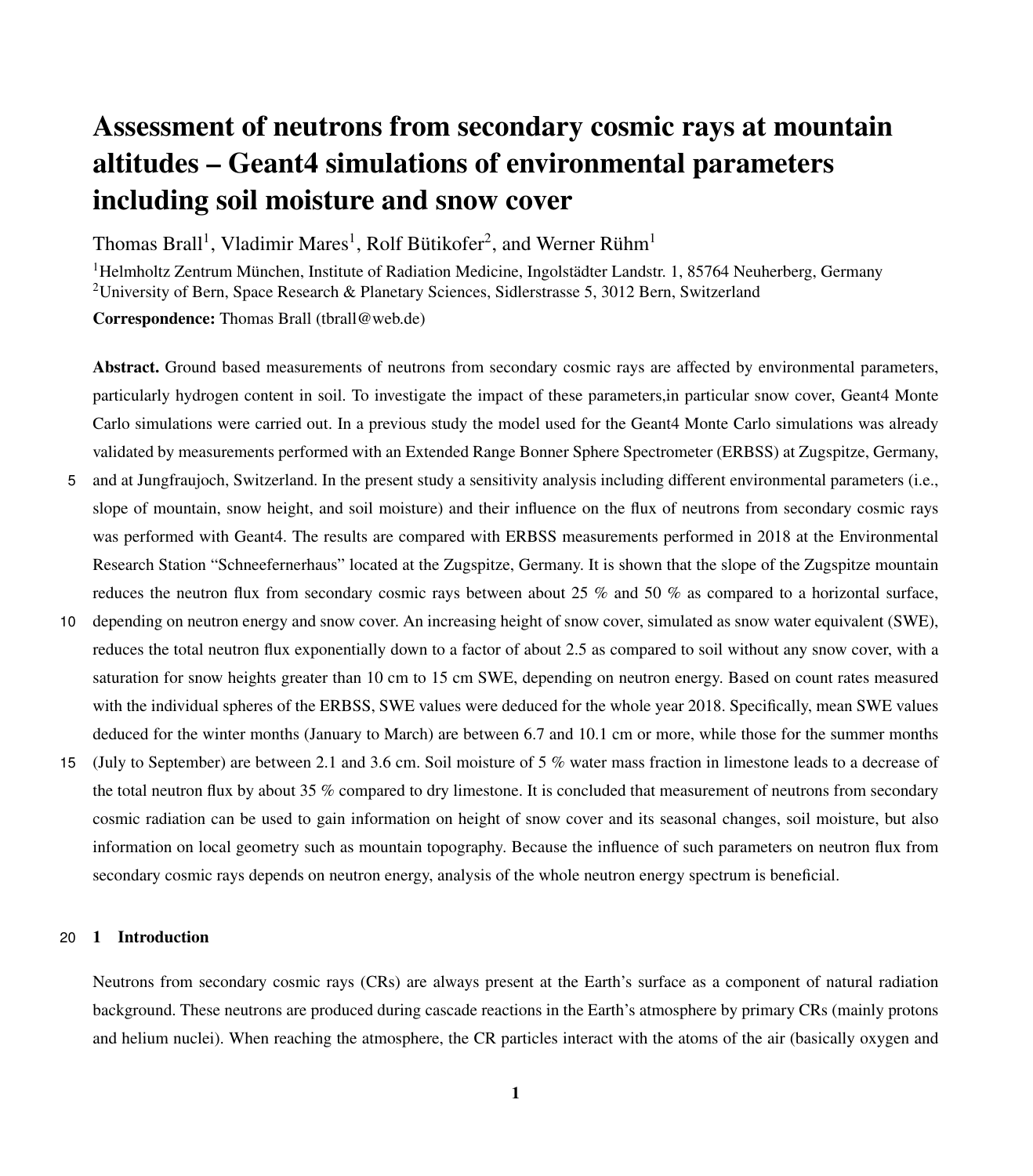# Assessment of neutrons from secondary cosmic rays at mountain altitudes – Geant4 simulations of environmental parameters including soil moisture and snow cover

Thomas Brall[1], Vladimir Mares[1], Rolf Bütikofer[2], and Werner Rühm[1]

[1]Helmholtz Zentrum München, Institute of Radiation Medicine, Ingolstädter Landstr. 1, 85764 Neuherberg, Germany
[2]University of Bern, Space Research & Planetary Sciences, Sidlerstrasse 5, 3012 Bern, Switzerland

**Correspondence:** Thomas Brall (tbrall@web.de)

**Abstract.** Ground based measurements of neutrons from secondary cosmic rays are affected by environmental parameters, particularly hydrogen content in soil. To investigate the impact of these parameters,in particular snow cover, Geant4 Monte Carlo simulations were carried out. In a previous study the model used for the Geant4 Monte Carlo simulations was already validated by measurements performed with an Extended Range Bonner Sphere Spectrometer (ERBSS) at Zugspitze, Germany, and at Jungfraujoch, Switzerland. In the present study a sensitivity analysis including different environmental parameters (i.e., slope of mountain, snow height, and soil moisture) and their influence on the flux of neutrons from secondary cosmic rays was performed with Geant4. The results are compared with ERBSS measurements performed in 2018 at the Environmental Research Station "Schneefernerhaus" located at the Zugspitze, Germany. It is shown that the slope of the Zugspitze mountain reduces the neutron flux from secondary cosmic rays between about 25 % and 50 % as compared to a horizontal surface, depending on neutron energy and snow cover. An increasing height of snow cover, simulated as snow water equivalent (SWE), reduces the total neutron flux exponentially down to a factor of about 2.5 as compared to soil without any snow cover, with a saturation for snow heights greater than 10 cm to 15 cm SWE, depending on neutron energy. Based on count rates measured with the individual spheres of the ERBSS, SWE values were deduced for the whole year 2018. Specifically, mean SWE values deduced for the winter months (January to March) are between 6.7 and 10.1 cm or more, while those for the summer months (July to September) are between 2.1 and 3.6 cm. Soil moisture of 5 % water mass fraction in limestone leads to a decrease of the total neutron flux by about 35 % compared to dry limestone. It is concluded that measurement of neutrons from secondary cosmic radiation can be used to gain information on height of snow cover and its seasonal changes, soil moisture, but also information on local geometry such as mountain topography. Because the influence of such parameters on neutron flux from secondary cosmic rays depends on neutron energy, analysis of the whole neutron energy spectrum is beneficial.

## 1 Introduction

Neutrons from secondary cosmic rays (CRs) are always present at the Earth's surface as a component of natural radiation background. These neutrons are produced during cascade reactions in the Earth's atmosphere by primary CRs (mainly protons and helium nuclei). When reaching the atmosphere, the CR particles interact with the atoms of the air (basically oxygen and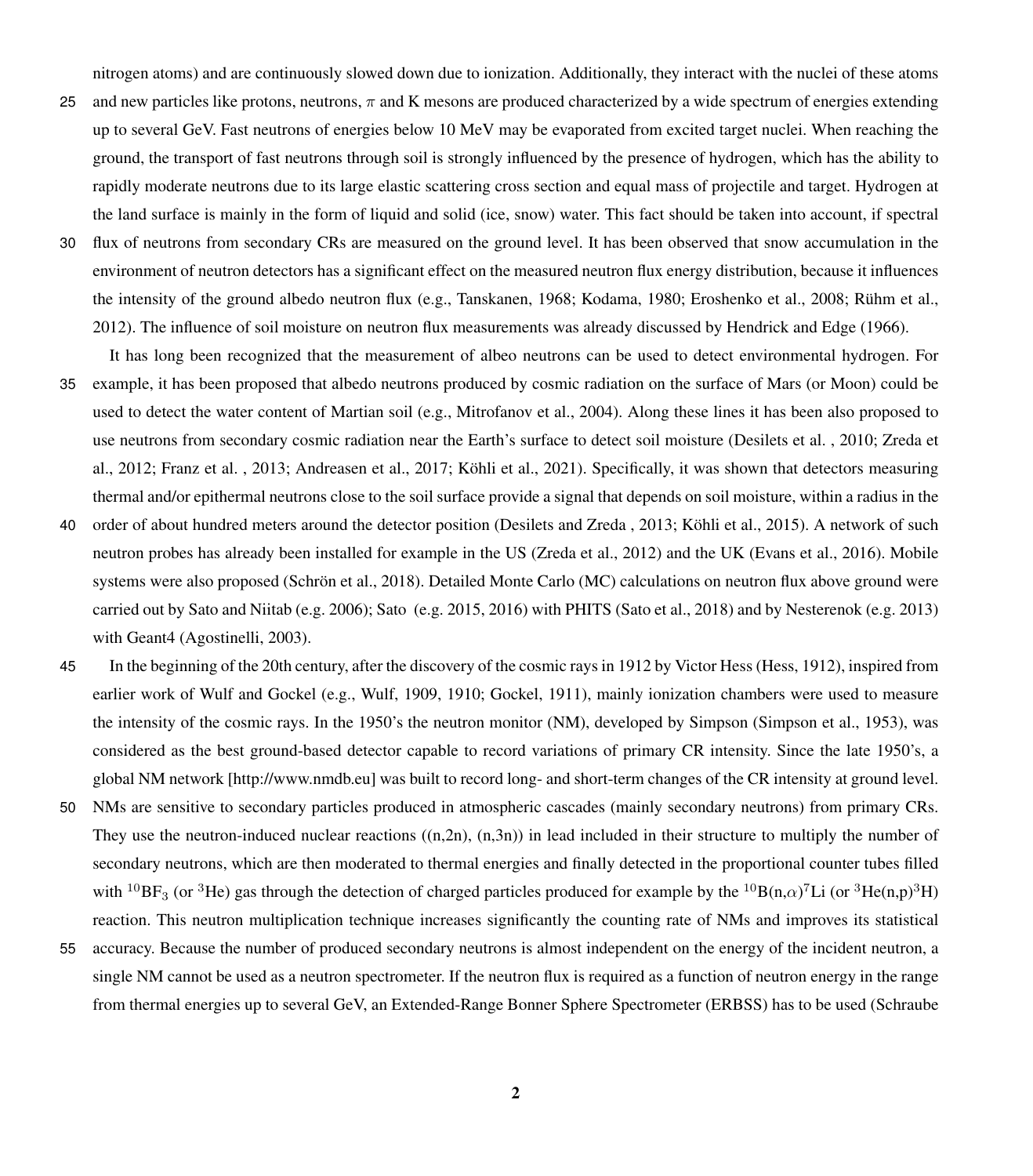nitrogen atoms) and are continuously slowed down due to ionization. Additionally, they interact with the nuclei of these atoms and new particles like protons, neutrons, $\pi$ and K mesons are produced characterized by a wide spectrum of energies extending up to several GeV. Fast neutrons of energies below 10 MeV may be evaporated from excited target nuclei. When reaching the ground, the transport of fast neutrons through soil is strongly influenced by the presence of hydrogen, which has the ability to rapidly moderate neutrons due to its large elastic scattering cross section and equal mass of projectile and target. Hydrogen at the land surface is mainly in the form of liquid and solid (ice, snow) water. This fact should be taken into account, if spectral flux of neutrons from secondary CRs are measured on the ground level. It has been observed that snow accumulation in the environment of neutron detectors has a significant effect on the measured neutron flux energy distribution, because it influences the intensity of the ground albedo neutron flux (e.g., Tanskanen, 1968; Kodama, 1980; Eroshenko et al., 2008; Rühm et al., 2012). The influence of soil moisture on neutron flux measurements was already discussed by Hendrick and Edge (1966).

It has long been recognized that the measurement of albeo neutrons can be used to detect environmental hydrogen. For example, it has been proposed that albedo neutrons produced by cosmic radiation on the surface of Mars (or Moon) could be used to detect the water content of Martian soil (e.g., Mitrofanov et al., 2004). Along these lines it has been also proposed to use neutrons from secondary cosmic radiation near the Earth's surface to detect soil moisture (Desilets et al. , 2010; Zreda et al., 2012; Franz et al. , 2013; Andreasen et al., 2017; Köhli et al., 2021). Specifically, it was shown that detectors measuring thermal and/or epithermal neutrons close to the soil surface provide a signal that depends on soil moisture, within a radius in the order of about hundred meters around the detector position (Desilets and Zreda , 2013; Köhli et al., 2015). A network of such neutron probes has already been installed for example in the US (Zreda et al., 2012) and the UK (Evans et al., 2016). Mobile systems were also proposed (Schrön et al., 2018). Detailed Monte Carlo (MC) calculations on neutron flux above ground were carried out by Sato and Niitab (e.g. 2006); Sato (e.g. 2015, 2016) with PHITS (Sato et al., 2018) and by Nesterenok (e.g. 2013) with Geant4 (Agostinelli, 2003).

In the beginning of the 20th century, after the discovery of the cosmic rays in 1912 by Victor Hess (Hess, 1912), inspired from earlier work of Wulf and Gockel (e.g., Wulf, 1909, 1910; Gockel, 1911), mainly ionization chambers were used to measure the intensity of the cosmic rays. In the 1950's the neutron monitor (NM), developed by Simpson (Simpson et al., 1953), was considered as the best ground-based detector capable to record variations of primary CR intensity. Since the late 1950's, a global NM network [http://www.nmdb.eu] was built to record long- and short-term changes of the CR intensity at ground level. NMs are sensitive to secondary particles produced in atmospheric cascades (mainly secondary neutrons) from primary CRs. They use the neutron-induced nuclear reactions ((n,2n), (n,3n)) in lead included in their structure to multiply the number of secondary neutrons, which are then moderated to thermal energies and finally detected in the proportional counter tubes filled with $^{10}BF_3$ (or $^{3}He$) gas through the detection of charged particles produced for example by the $^{10}B(n,\alpha)^{7}Li$ (or $^{3}He(n,p)^{3}H$) reaction. This neutron multiplication technique increases significantly the counting rate of NMs and improves its statistical accuracy. Because the number of produced secondary neutrons is almost independent on the energy of the incident neutron, a single NM cannot be used as a neutron spectrometer. If the neutron flux is required as a function of neutron energy in the range from thermal energies up to several GeV, an Extended-Range Bonner Sphere Spectrometer (ERBSS) has to be used (Schraube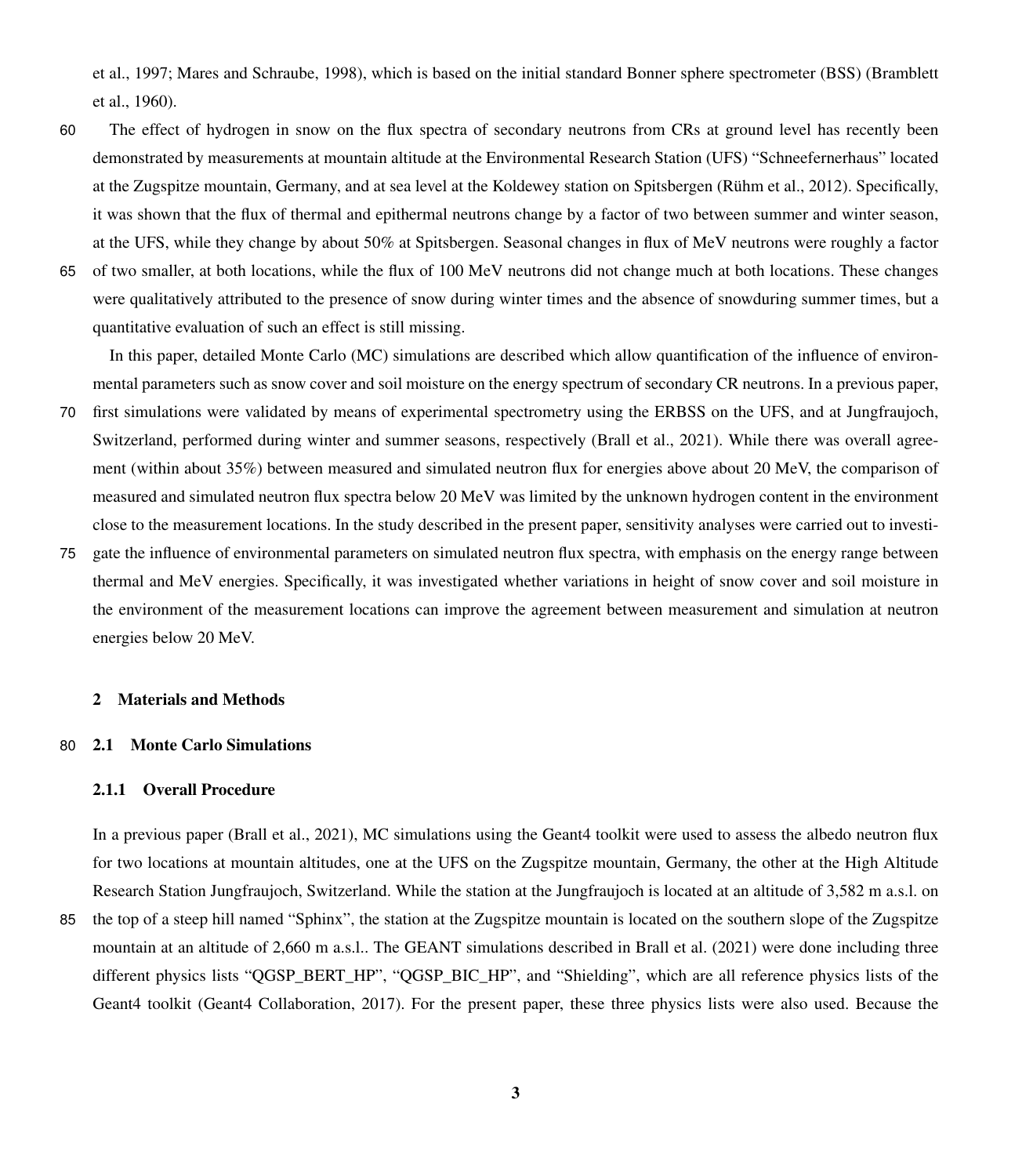et al., 1997; Mares and Schraube, 1998), which is based on the initial standard Bonner sphere spectrometer (BSS) (Bramblett et al., 1960).

The effect of hydrogen in snow on the flux spectra of secondary neutrons from CRs at ground level has recently been demonstrated by measurements at mountain altitude at the Environmental Research Station (UFS) "Schneefernerhaus" located at the Zugspitze mountain, Germany, and at sea level at the Koldewey station on Spitsbergen (Rühm et al., 2012). Specifically, it was shown that the flux of thermal and epithermal neutrons change by a factor of two between summer and winter season, at the UFS, while they change by about 50% at Spitsbergen. Seasonal changes in flux of MeV neutrons were roughly a factor of two smaller, at both locations, while the flux of 100 MeV neutrons did not change much at both locations. These changes were qualitatively attributed to the presence of snow during winter times and the absence of snowduring summer times, but a quantitative evaluation of such an effect is still missing.

In this paper, detailed Monte Carlo (MC) simulations are described which allow quantification of the influence of environmental parameters such as snow cover and soil moisture on the energy spectrum of secondary CR neutrons. In a previous paper, first simulations were validated by means of experimental spectrometry using the ERBSS on the UFS, and at Jungfraujoch, Switzerland, performed during winter and summer seasons, respectively (Brall et al., 2021). While there was overall agreement (within about 35%) between measured and simulated neutron flux for energies above about 20 MeV, the comparison of measured and simulated neutron flux spectra below 20 MeV was limited by the unknown hydrogen content in the environment close to the measurement locations. In the study described in the present paper, sensitivity analyses were carried out to investigate the influence of environmental parameters on simulated neutron flux spectra, with emphasis on the energy range between thermal and MeV energies. Specifically, it was investigated whether variations in height of snow cover and soil moisture in the environment of the measurement locations can improve the agreement between measurement and simulation at neutron energies below 20 MeV.

## 2 Materials and Methods

### 2.1 Monte Carlo Simulations

#### 2.1.1 Overall Procedure

In a previous paper (Brall et al., 2021), MC simulations using the Geant4 toolkit were used to assess the albedo neutron flux for two locations at mountain altitudes, one at the UFS on the Zugspitze mountain, Germany, the other at the High Altitude Research Station Jungfraujoch, Switzerland. While the station at the Jungfraujoch is located at an altitude of 3,582 m a.s.l. on the top of a steep hill named "Sphinx", the station at the Zugspitze mountain is located on the southern slope of the Zugspitze mountain at an altitude of 2,660 m a.s.l.. The GEANT simulations described in Brall et al. (2021) were done including three different physics lists "QGSP_BERT_HP", "QGSP_BIC_HP", and "Shielding", which are all reference physics lists of the Geant4 toolkit (Geant4 Collaboration, 2017). For the present paper, these three physics lists were also used. Because the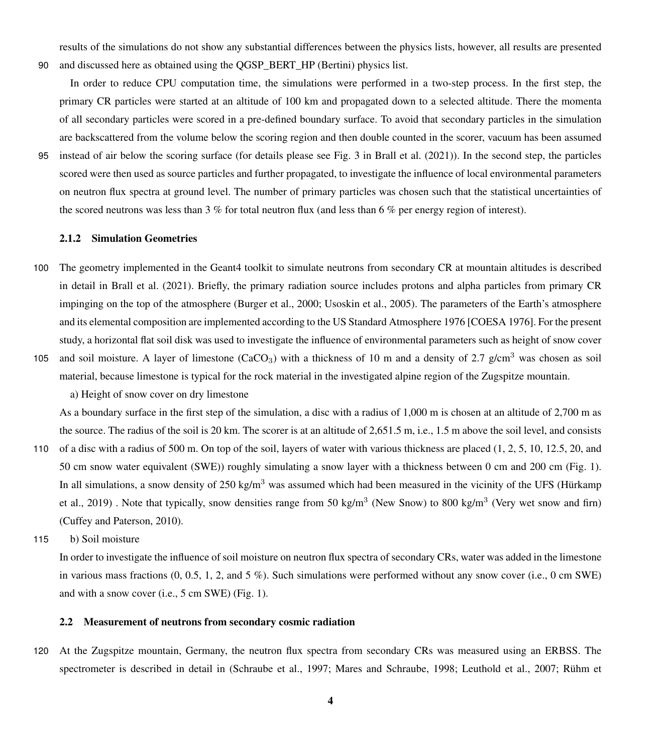results of the simulations do not show any substantial differences between the physics lists, however, all results are presented and discussed here as obtained using the QGSP_BERT_HP (Bertini) physics list.

In order to reduce CPU computation time, the simulations were performed in a two-step process. In the first step, the primary CR particles were started at an altitude of 100 km and propagated down to a selected altitude. There the momenta of all secondary particles were scored in a pre-defined boundary surface. To avoid that secondary particles in the simulation are backscattered from the volume below the scoring region and then double counted in the scorer, vacuum has been assumed instead of air below the scoring surface (for details please see Fig. 3 in Brall et al. (2021)). In the second step, the particles scored were then used as source particles and further propagated, to investigate the influence of local environmental parameters on neutron flux spectra at ground level. The number of primary particles was chosen such that the statistical uncertainties of the scored neutrons was less than 3 % for total neutron flux (and less than 6 % per energy region of interest).

### 2.1.2 Simulation Geometries

The geometry implemented in the Geant4 toolkit to simulate neutrons from secondary CR at mountain altitudes is described in detail in Brall et al. (2021). Briefly, the primary radiation source includes protons and alpha particles from primary CR impinging on the top of the atmosphere (Burger et al., 2000; Usoskin et al., 2005). The parameters of the Earth's atmosphere and its elemental composition are implemented according to the US Standard Atmosphere 1976 [COESA 1976]. For the present study, a horizontal flat soil disk was used to investigate the influence of environmental parameters such as height of snow cover and soil moisture. A layer of limestone ($CaCO_3$) with a thickness of 10 m and a density of 2.7 g/cm$^3$ was chosen as soil material, because limestone is typical for the rock material in the investigated alpine region of the Zugspitze mountain.

a) Height of snow cover on dry limestone

As a boundary surface in the first step of the simulation, a disc with a radius of 1,000 m is chosen at an altitude of 2,700 m as the source. The radius of the soil is 20 km. The scorer is at an altitude of 2,651.5 m, i.e., 1.5 m above the soil level, and consists of a disc with a radius of 500 m. On top of the soil, layers of water with various thickness are placed (1, 2, 5, 10, 12.5, 20, and 50 cm snow water equivalent (SWE)) roughly simulating a snow layer with a thickness between 0 cm and 200 cm (Fig. 1). In all simulations, a snow density of 250 kg/m$^3$ was assumed which had been measured in the vicinity of the UFS (Hürkamp et al., 2019) . Note that typically, snow densities range from 50 kg/m$^3$ (New Snow) to 800 kg/m$^3$ (Very wet snow and firn) (Cuffey and Paterson, 2010).

b) Soil moisture

In order to investigate the influence of soil moisture on neutron flux spectra of secondary CRs, water was added in the limestone in various mass fractions (0, 0.5, 1, 2, and 5 %). Such simulations were performed without any snow cover (i.e., 0 cm SWE) and with a snow cover (i.e., 5 cm SWE) (Fig. 1).

## 2.2 Measurement of neutrons from secondary cosmic radiation

At the Zugspitze mountain, Germany, the neutron flux spectra from secondary CRs was measured using an ERBSS. The spectrometer is described in detail in (Schraube et al., 1997; Mares and Schraube, 1998; Leuthold et al., 2007; Rühm et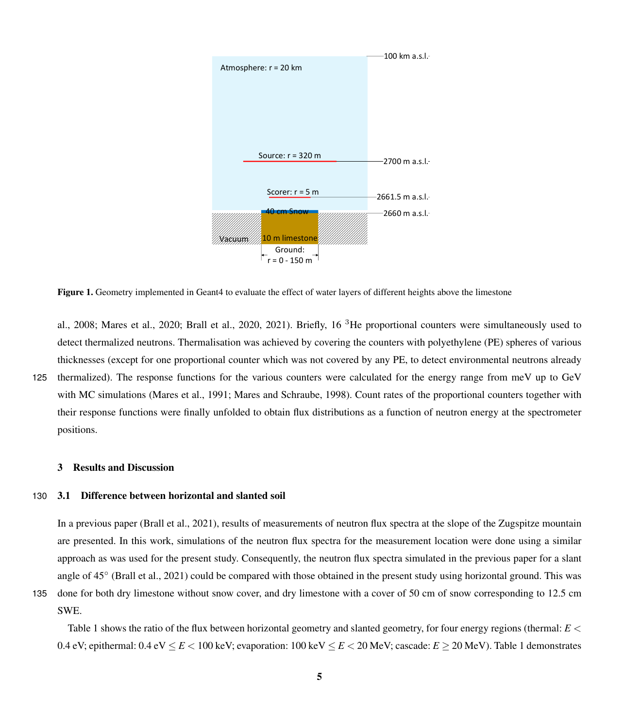Figure 1. Geometry implemented in Geant4 to evaluate the effect of water layers of different heights above the limestone

al., 2008; Mares et al., 2020; Brall et al., 2020, 2021). Briefly, 16 $^{3}$He proportional counters were simultaneously used to detect thermalized neutrons. Thermalisation was achieved by covering the counters with polyethylene (PE) spheres of various thicknesses (except for one proportional counter which was not covered by any PE, to detect environmental neutrons already thermalized). The response functions for the various counters were calculated for the energy range from meV up to GeV with MC simulations (Mares et al., 1991; Mares and Schraube, 1998). Count rates of the proportional counters together with their response functions were finally unfolded to obtain flux distributions as a function of neutron energy at the spectrometer positions.

## 3 Results and Discussion

### 3.1 Difference between horizontal and slanted soil

In a previous paper (Brall et al., 2021), results of measurements of neutron flux spectra at the slope of the Zugspitze mountain are presented. In this work, simulations of the neutron flux spectra for the measurement location were done using a similar approach as was used for the present study. Consequently, the neutron flux spectra simulated in the previous paper for a slant angle of 45° (Brall et al., 2021) could be compared with those obtained in the present study using horizontal ground. This was done for both dry limestone without snow cover, and dry limestone with a cover of 50 cm of snow corresponding to 12.5 cm SWE.

Table 1 shows the ratio of the flux between horizontal geometry and slanted geometry, for four energy regions (thermal: $E < 0.4$ eV; epithermal: $0.4\ \text{eV} \leq E < 100$ keV; evaporation: $100\ \text{keV} \leq E < 20$ MeV; cascade: $E \geq 20$ MeV). Table 1 demonstrates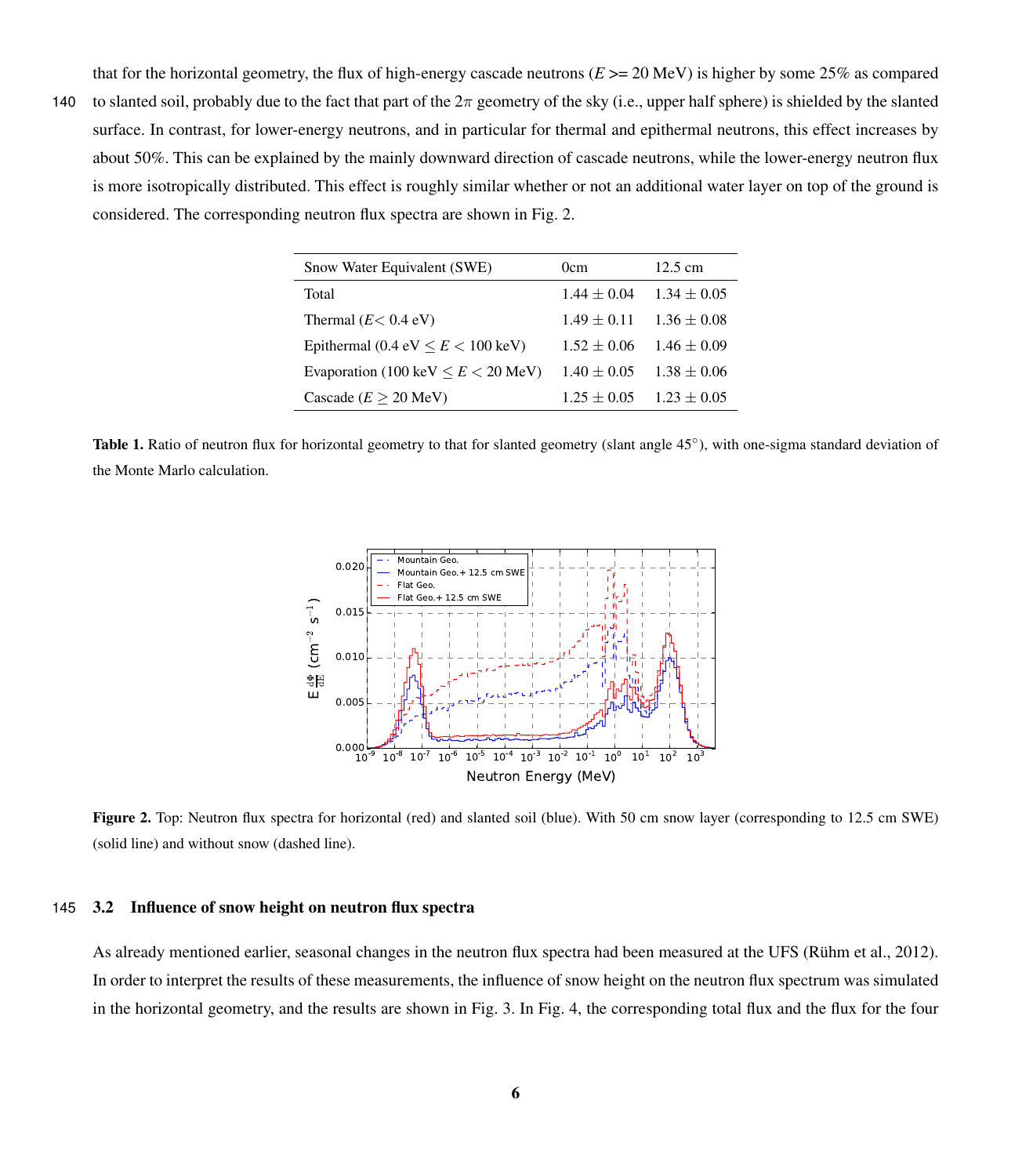that for the horizontal geometry, the flux of high-energy cascade neutrons ($E >= 20$ MeV) is higher by some 25% as compared to slanted soil, probably due to the fact that part of the $2\pi$ geometry of the sky (i.e., upper half sphere) is shielded by the slanted surface. In contrast, for lower-energy neutrons, and in particular for thermal and epithermal neutrons, this effect increases by about 50%. This can be explained by the mainly downward direction of cascade neutrons, while the lower-energy neutron flux is more isotropically distributed. This effect is roughly similar whether or not an additional water layer on top of the ground is considered. The corresponding neutron flux spectra are shown in Fig. 2.

| Snow Water Equivalent (SWE) | 0cm | 12.5 cm |
|---|---|---|
| Total | 1.44 ± 0.04 | 1.34 ± 0.05 |
| Thermal ($E$< 0.4 eV) | 1.49 ± 0.11 | 1.36 ± 0.08 |
| Epithermal (0.4 eV $\leq E <$ 100 keV) | 1.52 ± 0.06 | 1.46 ± 0.09 |
| Evaporation (100 keV $\leq E <$ 20 MeV) | 1.40 ± 0.05 | 1.38 ± 0.06 |
| Cascade ($E \geq$ 20 MeV) | 1.25 ± 0.05 | 1.23 ± 0.05 |

**Table 1.** Ratio of neutron flux for horizontal geometry to that for slanted geometry (slant angle 45°), with one-sigma standard deviation of the Monte Marlo calculation.

**Figure 2.** Top: Neutron flux spectra for horizontal (red) and slanted soil (blue). With 50 cm snow layer (corresponding to 12.5 cm SWE) (solid line) and without snow (dashed line).

### 3.2 Influence of snow height on neutron flux spectra

As already mentioned earlier, seasonal changes in the neutron flux spectra had been measured at the UFS (Rühm et al., 2012). In order to interpret the results of these measurements, the influence of snow height on the neutron flux spectrum was simulated in the horizontal geometry, and the results are shown in Fig. 3. In Fig. 4, the corresponding total flux and the flux for the four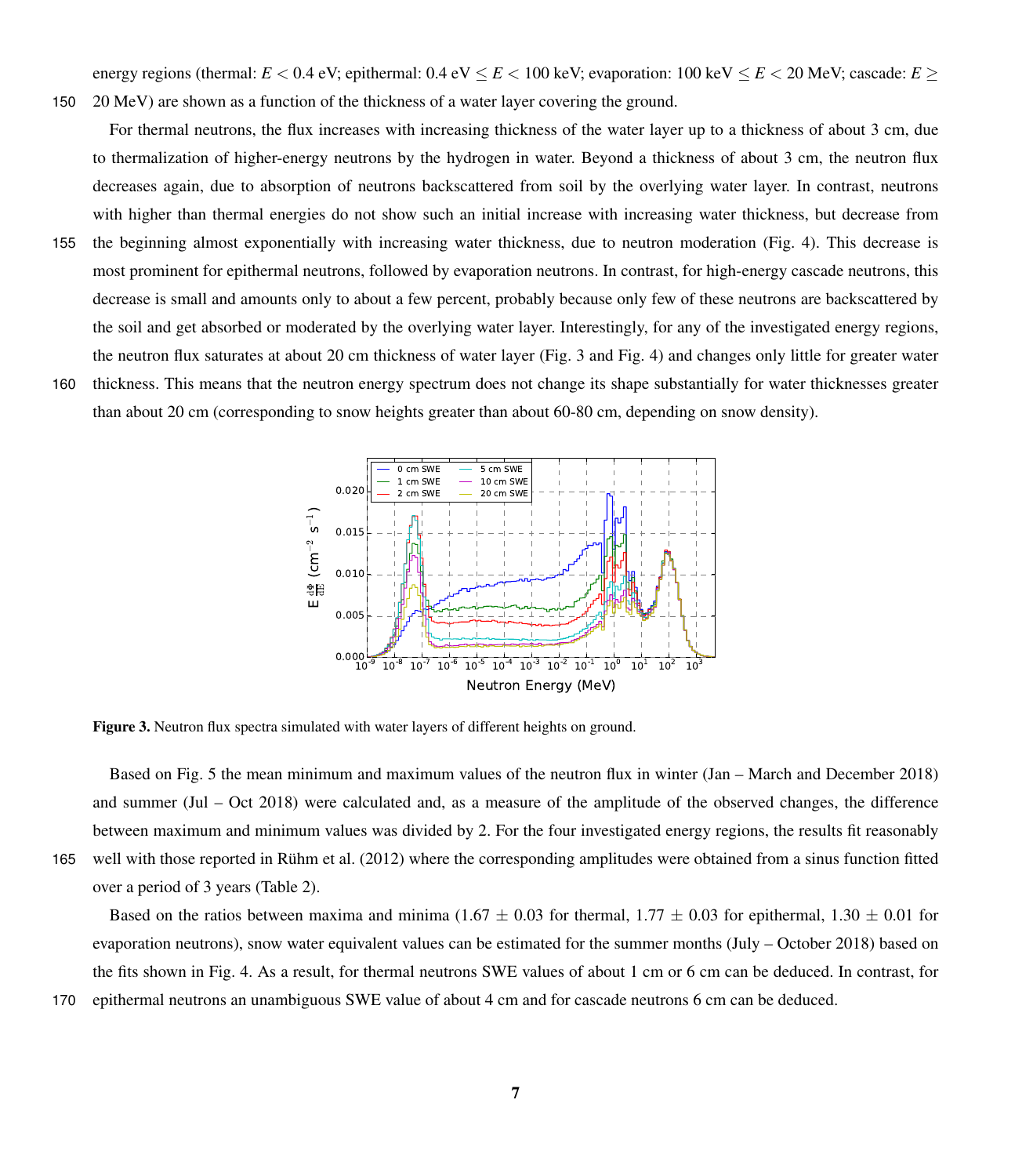energy regions (thermal: $E < 0.4$ eV; epithermal: 0.4 eV $\leq E <$ 100 keV; evaporation: 100 keV $\leq E <$ 20 MeV; cascade: $E \geq$ 20 MeV) are shown as a function of the thickness of a water layer covering the ground.

For thermal neutrons, the flux increases with increasing thickness of the water layer up to a thickness of about 3 cm, due to thermalization of higher-energy neutrons by the hydrogen in water. Beyond a thickness of about 3 cm, the neutron flux decreases again, due to absorption of neutrons backscattered from soil by the overlying water layer. In contrast, neutrons with higher than thermal energies do not show such an initial increase with increasing water thickness, but decrease from the beginning almost exponentially with increasing water thickness, due to neutron moderation (Fig. 4). This decrease is most prominent for epithermal neutrons, followed by evaporation neutrons. In contrast, for high-energy cascade neutrons, this decrease is small and amounts only to about a few percent, probably because only few of these neutrons are backscattered by the soil and get absorbed or moderated by the overlying water layer. Interestingly, for any of the investigated energy regions, the neutron flux saturates at about 20 cm thickness of water layer (Fig. 3 and Fig. 4) and changes only little for greater water thickness. This means that the neutron energy spectrum does not change its shape substantially for water thicknesses greater than about 20 cm (corresponding to snow heights greater than about 60-80 cm, depending on snow density).

**Figure 3.** Neutron flux spectra simulated with water layers of different heights on ground.

Based on Fig. 5 the mean minimum and maximum values of the neutron flux in winter (Jan – March and December 2018) and summer (Jul – Oct 2018) were calculated and, as a measure of the amplitude of the observed changes, the difference between maximum and minimum values was divided by 2. For the four investigated energy regions, the results fit reasonably well with those reported in Rühm et al. (2012) where the corresponding amplitudes were obtained from a sinus function fitted over a period of 3 years (Table 2).

Based on the ratios between maxima and minima (1.67 $\pm$ 0.03 for thermal, 1.77 $\pm$ 0.03 for epithermal, 1.30 $\pm$ 0.01 for evaporation neutrons), snow water equivalent values can be estimated for the summer months (July – October 2018) based on the fits shown in Fig. 4. As a result, for thermal neutrons SWE values of about 1 cm or 6 cm can be deduced. In contrast, for epithermal neutrons an unambiguous SWE value of about 4 cm and for cascade neutrons 6 cm can be deduced.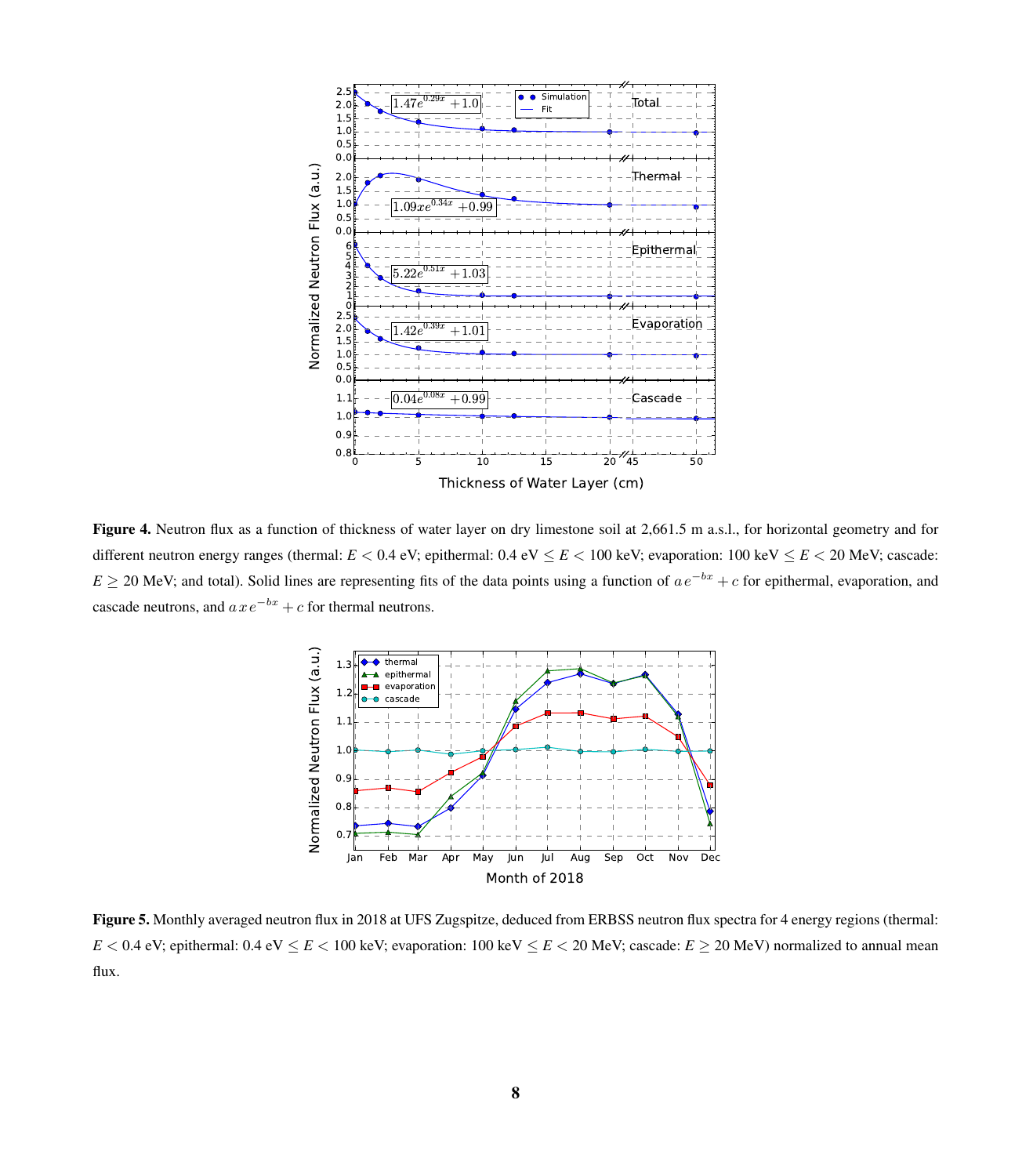**Figure 4.** Neutron flux as a function of thickness of water layer on dry limestone soil at 2,661.5 m a.s.l., for horizontal geometry and for different neutron energy ranges (thermal: $E < 0.4$ eV; epithermal: $0.4 \text{ eV} \leq E < 100$ keV; evaporation: $100 \text{ keV} \leq E < 20$ MeV; cascade: $E \geq 20$ MeV; and total). Solid lines are representing fits of the data points using a function of $a\,e^{-bx} + c$ for epithermal, evaporation, and cascade neutrons, and $a\,x\,e^{-bx} + c$ for thermal neutrons.

**Figure 5.** Monthly averaged neutron flux in 2018 at UFS Zugspitze, deduced from ERBSS neutron flux spectra for 4 energy regions (thermal: $E < 0.4$ eV; epithermal: $0.4 \text{ eV} \leq E < 100$ keV; evaporation: $100 \text{ keV} \leq E < 20$ MeV; cascade: $E \geq 20$ MeV) normalized to annual mean flux.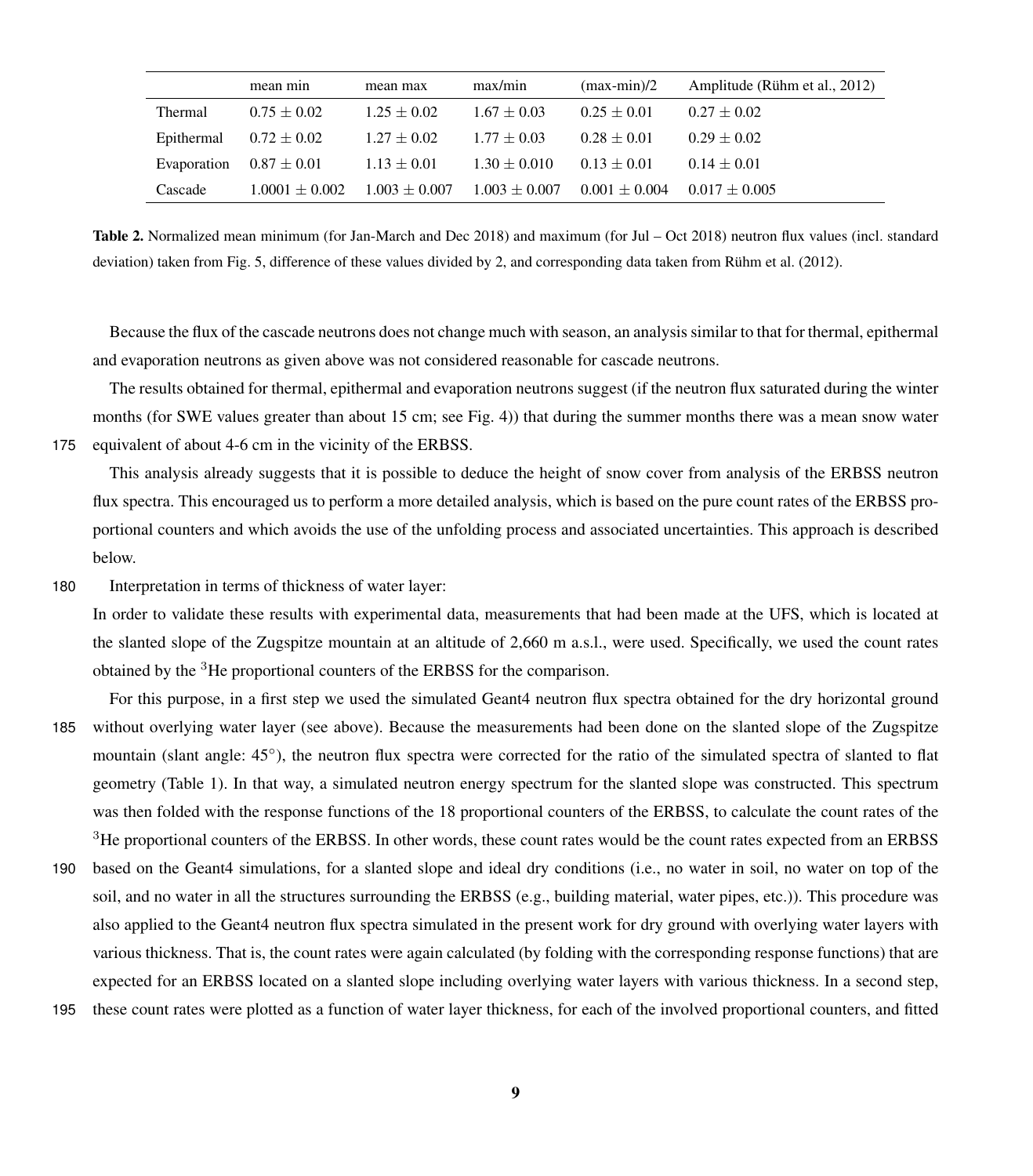| | mean min | mean max | max/min | (max-min)/2 | Amplitude (Rühm et al., 2012) |
|---|---|---|---|---|---|
| Thermal | $0.75 \pm 0.02$ | $1.25 \pm 0.02$ | $1.67 \pm 0.03$ | $0.25 \pm 0.01$ | $0.27 \pm 0.02$ |
| Epithermal | $0.72 \pm 0.02$ | $1.27 \pm 0.02$ | $1.77 \pm 0.03$ | $0.28 \pm 0.01$ | $0.29 \pm 0.02$ |
| Evaporation | $0.87 \pm 0.01$ | $1.13 \pm 0.01$ | $1.30 \pm 0.010$ | $0.13 \pm 0.01$ | $0.14 \pm 0.01$ |
| Cascade | $1.0001 \pm 0.002$ | $1.003 \pm 0.007$ | $1.003 \pm 0.007$ | $0.001 \pm 0.004$ | $0.017 \pm 0.005$ |

**Table 2.** Normalized mean minimum (for Jan-March and Dec 2018) and maximum (for Jul – Oct 2018) neutron flux values (incl. standard deviation) taken from Fig. 5, difference of these values divided by 2, and corresponding data taken from Rühm et al. (2012).

Because the flux of the cascade neutrons does not change much with season, an analysis similar to that for thermal, epithermal and evaporation neutrons as given above was not considered reasonable for cascade neutrons.

The results obtained for thermal, epithermal and evaporation neutrons suggest (if the neutron flux saturated during the winter months (for SWE values greater than about 15 cm; see Fig. 4)) that during the summer months there was a mean snow water equivalent of about 4-6 cm in the vicinity of the ERBSS.

This analysis already suggests that it is possible to deduce the height of snow cover from analysis of the ERBSS neutron flux spectra. This encouraged us to perform a more detailed analysis, which is based on the pure count rates of the ERBSS proportional counters and which avoids the use of the unfolding process and associated uncertainties. This approach is described below.

Interpretation in terms of thickness of water layer:

In order to validate these results with experimental data, measurements that had been made at the UFS, which is located at the slanted slope of the Zugspitze mountain at an altitude of 2,660 m a.s.l., were used. Specifically, we used the count rates obtained by the $^{3}$He proportional counters of the ERBSS for the comparison.

For this purpose, in a first step we used the simulated Geant4 neutron flux spectra obtained for the dry horizontal ground without overlying water layer (see above). Because the measurements had been done on the slanted slope of the Zugspitze mountain (slant angle: 45°), the neutron flux spectra were corrected for the ratio of the simulated spectra of slanted to flat geometry (Table 1). In that way, a simulated neutron energy spectrum for the slanted slope was constructed. This spectrum was then folded with the response functions of the 18 proportional counters of the ERBSS, to calculate the count rates of the $^{3}$He proportional counters of the ERBSS. In other words, these count rates would be the count rates expected from an ERBSS based on the Geant4 simulations, for a slanted slope and ideal dry conditions (i.e., no water in soil, no water on top of the soil, and no water in all the structures surrounding the ERBSS (e.g., building material, water pipes, etc.)). This procedure was also applied to the Geant4 neutron flux spectra simulated in the present work for dry ground with overlying water layers with various thickness. That is, the count rates were again calculated (by folding with the corresponding response functions) that are expected for an ERBSS located on a slanted slope including overlying water layers with various thickness. In a second step, these count rates were plotted as a function of water layer thickness, for each of the involved proportional counters, and fitted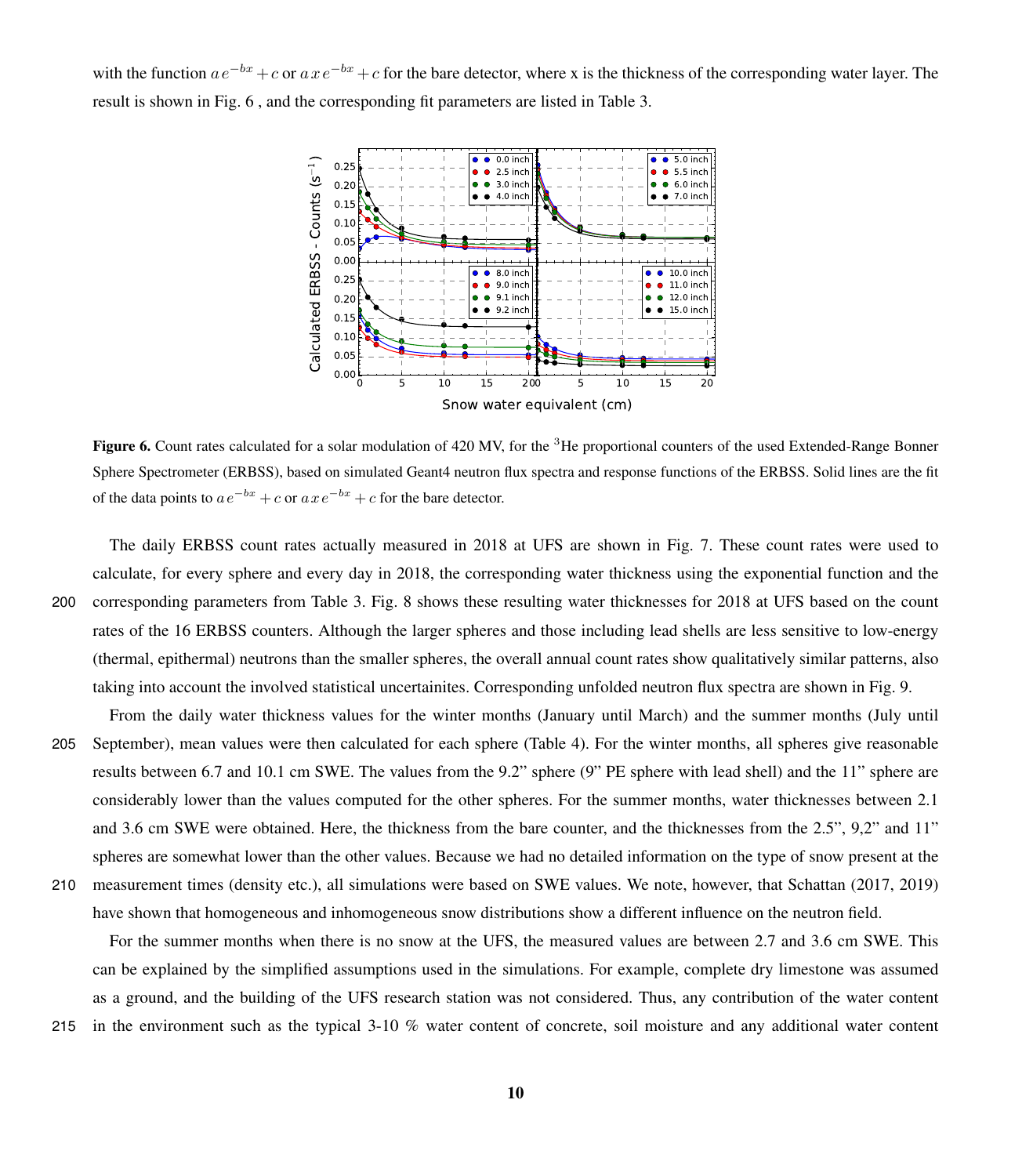with the function $a\,e^{-bx}+c$ or $a\,x\,e^{-bx}+c$ for the bare detector, where x is the thickness of the corresponding water layer. The result is shown in Fig. 6 , and the corresponding fit parameters are listed in Table 3.

**Figure 6.** Count rates calculated for a solar modulation of 420 MV, for the $^{3}$He proportional counters of the used Extended-Range Bonner Sphere Spectrometer (ERBSS), based on simulated Geant4 neutron flux spectra and response functions of the ERBSS. Solid lines are the fit of the data points to $a\,e^{-bx}+c$ or $a\,x\,e^{-bx}+c$ for the bare detector.

The daily ERBSS count rates actually measured in 2018 at UFS are shown in Fig. 7. These count rates were used to calculate, for every sphere and every day in 2018, the corresponding water thickness using the exponential function and the corresponding parameters from Table 3. Fig. 8 shows these resulting water thicknesses for 2018 at UFS based on the count rates of the 16 ERBSS counters. Although the larger spheres and those including lead shells are less sensitive to low-energy (thermal, epithermal) neutrons than the smaller spheres, the overall annual count rates show qualitatively similar patterns, also taking into account the involved statistical uncertainites. Corresponding unfolded neutron flux spectra are shown in Fig. 9.

From the daily water thickness values for the winter months (January until March) and the summer months (July until September), mean values were then calculated for each sphere (Table 4). For the winter months, all spheres give reasonable results between 6.7 and 10.1 cm SWE. The values from the 9.2" sphere (9" PE sphere with lead shell) and the 11" sphere are considerably lower than the values computed for the other spheres. For the summer months, water thicknesses between 2.1 and 3.6 cm SWE were obtained. Here, the thickness from the bare counter, and the thicknesses from the 2.5", 9,2" and 11" spheres are somewhat lower than the other values. Because we had no detailed information on the type of snow present at the measurement times (density etc.), all simulations were based on SWE values. We note, however, that Schattan (2017, 2019) have shown that homogeneous and inhomogeneous snow distributions show a different influence on the neutron field.

For the summer months when there is no snow at the UFS, the measured values are between 2.7 and 3.6 cm SWE. This can be explained by the simplified assumptions used in the simulations. For example, complete dry limestone was assumed as a ground, and the building of the UFS research station was not considered. Thus, any contribution of the water content in the environment such as the typical 3-10 % water content of concrete, soil moisture and any additional water content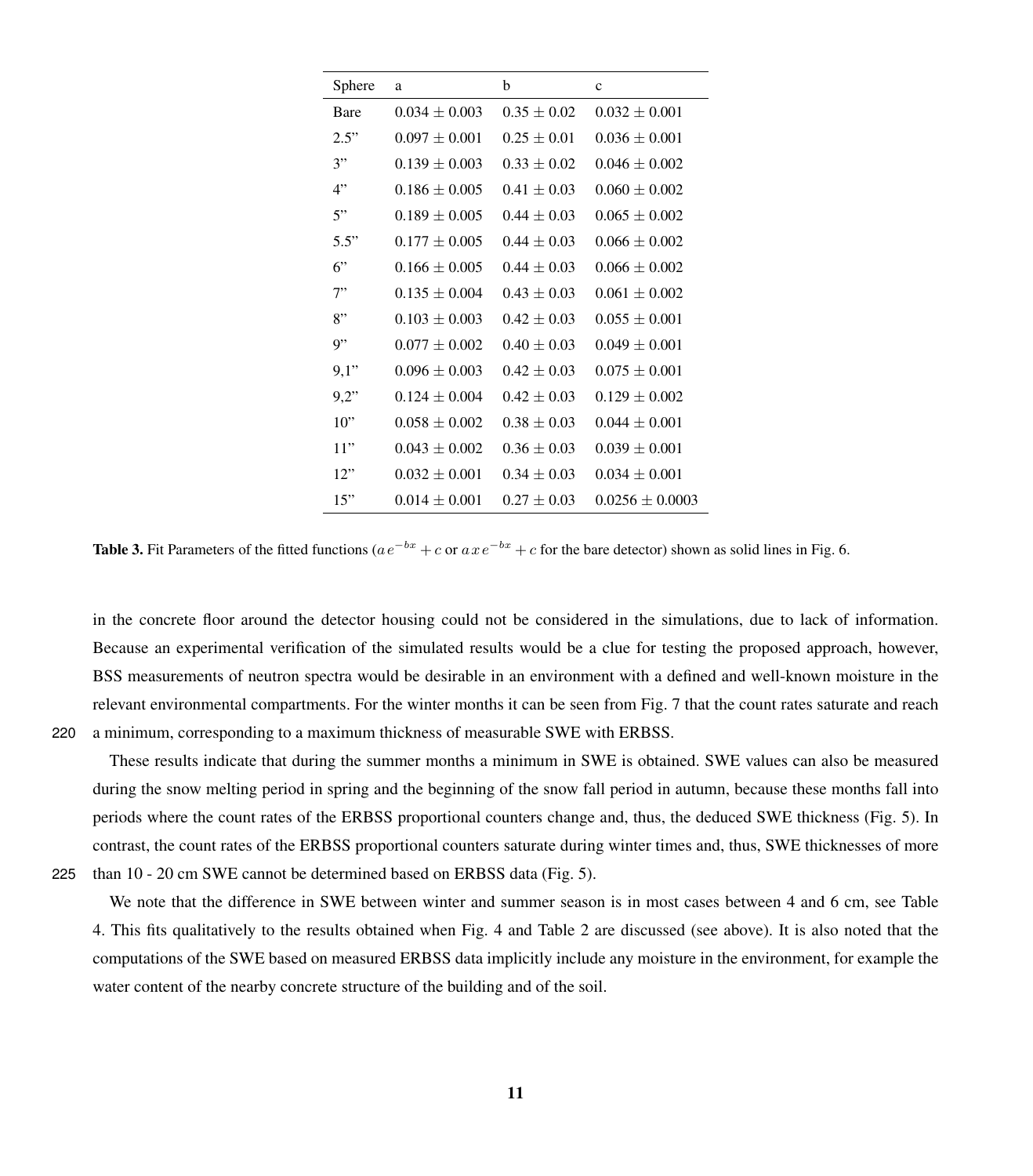| Sphere | a | b | c |
|---|---|---|---|
| Bare | $0.034 \pm 0.003$ | $0.35 \pm 0.02$ | $0.032 \pm 0.001$ |
| 2.5” | $0.097 \pm 0.001$ | $0.25 \pm 0.01$ | $0.036 \pm 0.001$ |
| 3” | $0.139 \pm 0.003$ | $0.33 \pm 0.02$ | $0.046 \pm 0.002$ |
| 4” | $0.186 \pm 0.005$ | $0.41 \pm 0.03$ | $0.060 \pm 0.002$ |
| 5” | $0.189 \pm 0.005$ | $0.44 \pm 0.03$ | $0.065 \pm 0.002$ |
| 5.5” | $0.177 \pm 0.005$ | $0.44 \pm 0.03$ | $0.066 \pm 0.002$ |
| 6” | $0.166 \pm 0.005$ | $0.44 \pm 0.03$ | $0.066 \pm 0.002$ |
| 7” | $0.135 \pm 0.004$ | $0.43 \pm 0.03$ | $0.061 \pm 0.002$ |
| 8” | $0.103 \pm 0.003$ | $0.42 \pm 0.03$ | $0.055 \pm 0.001$ |
| 9” | $0.077 \pm 0.002$ | $0.40 \pm 0.03$ | $0.049 \pm 0.001$ |
| 9,1” | $0.096 \pm 0.003$ | $0.42 \pm 0.03$ | $0.075 \pm 0.001$ |
| 9,2” | $0.124 \pm 0.004$ | $0.42 \pm 0.03$ | $0.129 \pm 0.002$ |
| 10” | $0.058 \pm 0.002$ | $0.38 \pm 0.03$ | $0.044 \pm 0.001$ |
| 11” | $0.043 \pm 0.002$ | $0.36 \pm 0.03$ | $0.039 \pm 0.001$ |
| 12” | $0.032 \pm 0.001$ | $0.34 \pm 0.03$ | $0.034 \pm 0.001$ |
| 15” | $0.014 \pm 0.001$ | $0.27 \pm 0.03$ | $0.0256 \pm 0.0003$ |

**Table 3.** Fit Parameters of the fitted functions ($a\,e^{-bx} + c$ or $a\,x\,e^{-bx} + c$ for the bare detector) shown as solid lines in Fig. 6.

in the concrete floor around the detector housing could not be considered in the simulations, due to lack of information. Because an experimental verification of the simulated results would be a clue for testing the proposed approach, however, BSS measurements of neutron spectra would be desirable in an environment with a defined and well-known moisture in the relevant environmental compartments. For the winter months it can be seen from Fig. 7 that the count rates saturate and reach a minimum, corresponding to a maximum thickness of measurable SWE with ERBSS.

These results indicate that during the summer months a minimum in SWE is obtained. SWE values can also be measured during the snow melting period in spring and the beginning of the snow fall period in autumn, because these months fall into periods where the count rates of the ERBSS proportional counters change and, thus, the deduced SWE thickness (Fig. 5). In contrast, the count rates of the ERBSS proportional counters saturate during winter times and, thus, SWE thicknesses of more than 10 - 20 cm SWE cannot be determined based on ERBSS data (Fig. 5).

We note that the difference in SWE between winter and summer season is in most cases between 4 and 6 cm, see Table 4. This fits qualitatively to the results obtained when Fig. 4 and Table 2 are discussed (see above). It is also noted that the computations of the SWE based on measured ERBSS data implicitly include any moisture in the environment, for example the water content of the nearby concrete structure of the building and of the soil.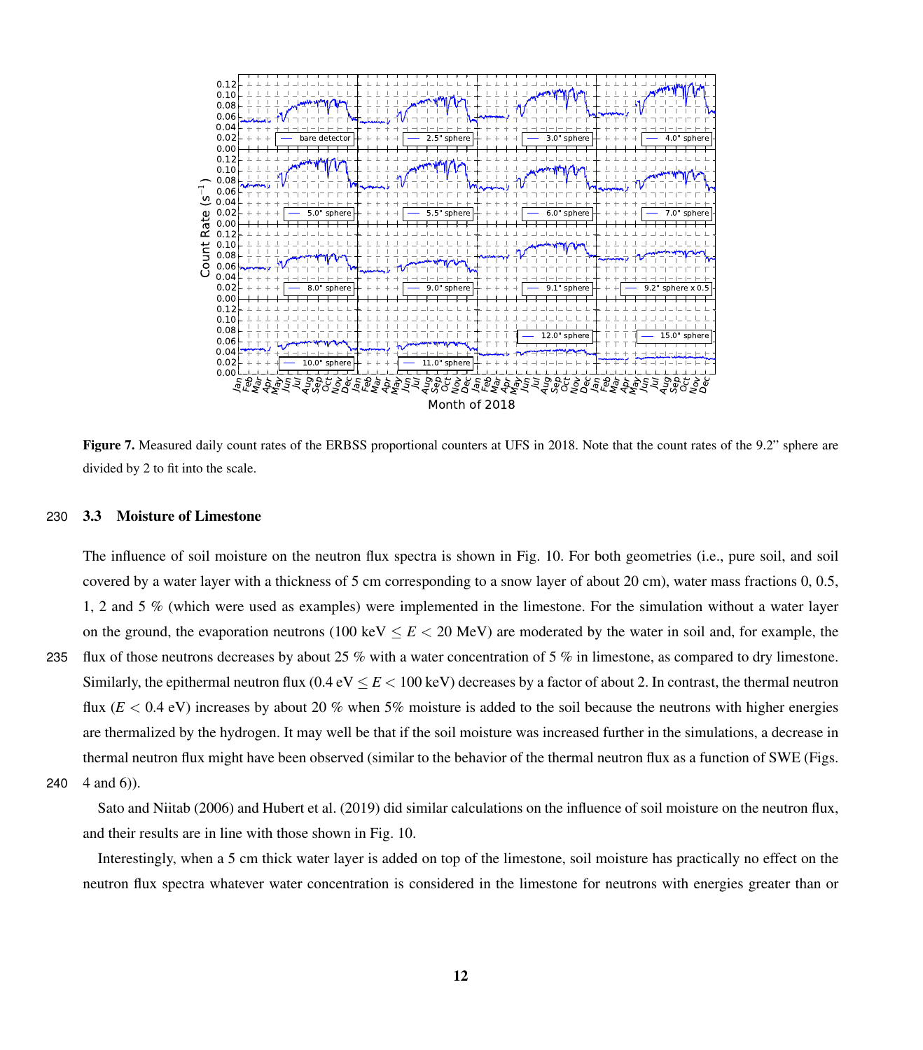**Figure 7.** Measured daily count rates of the ERBSS proportional counters at UFS in 2018. Note that the count rates of the 9.2" sphere are divided by 2 to fit into the scale.

### 3.3 Moisture of Limestone

The influence of soil moisture on the neutron flux spectra is shown in Fig. 10. For both geometries (i.e., pure soil, and soil covered by a water layer with a thickness of 5 cm corresponding to a snow layer of about 20 cm), water mass fractions 0, 0.5, 1, 2 and 5 % (which were used as examples) were implemented in the limestone. For the simulation without a water layer on the ground, the evaporation neutrons (100 keV $\leq E <$ 20 MeV) are moderated by the water in soil and, for example, the flux of those neutrons decreases by about 25 % with a water concentration of 5 % in limestone, as compared to dry limestone. Similarly, the epithermal neutron flux (0.4 eV $\leq E <$ 100 keV) decreases by a factor of about 2. In contrast, the thermal neutron flux ($E <$ 0.4 eV) increases by about 20 % when 5% moisture is added to the soil because the neutrons with higher energies are thermalized by the hydrogen. It may well be that if the soil moisture was increased further in the simulations, a decrease in thermal neutron flux might have been observed (similar to the behavior of the thermal neutron flux as a function of SWE (Figs. 4 and 6)).

Sato and Niitab (2006) and Hubert et al. (2019) did similar calculations on the influence of soil moisture on the neutron flux, and their results are in line with those shown in Fig. 10.

Interestingly, when a 5 cm thick water layer is added on top of the limestone, soil moisture has practically no effect on the neutron flux spectra whatever water concentration is considered in the limestone for neutrons with energies greater than or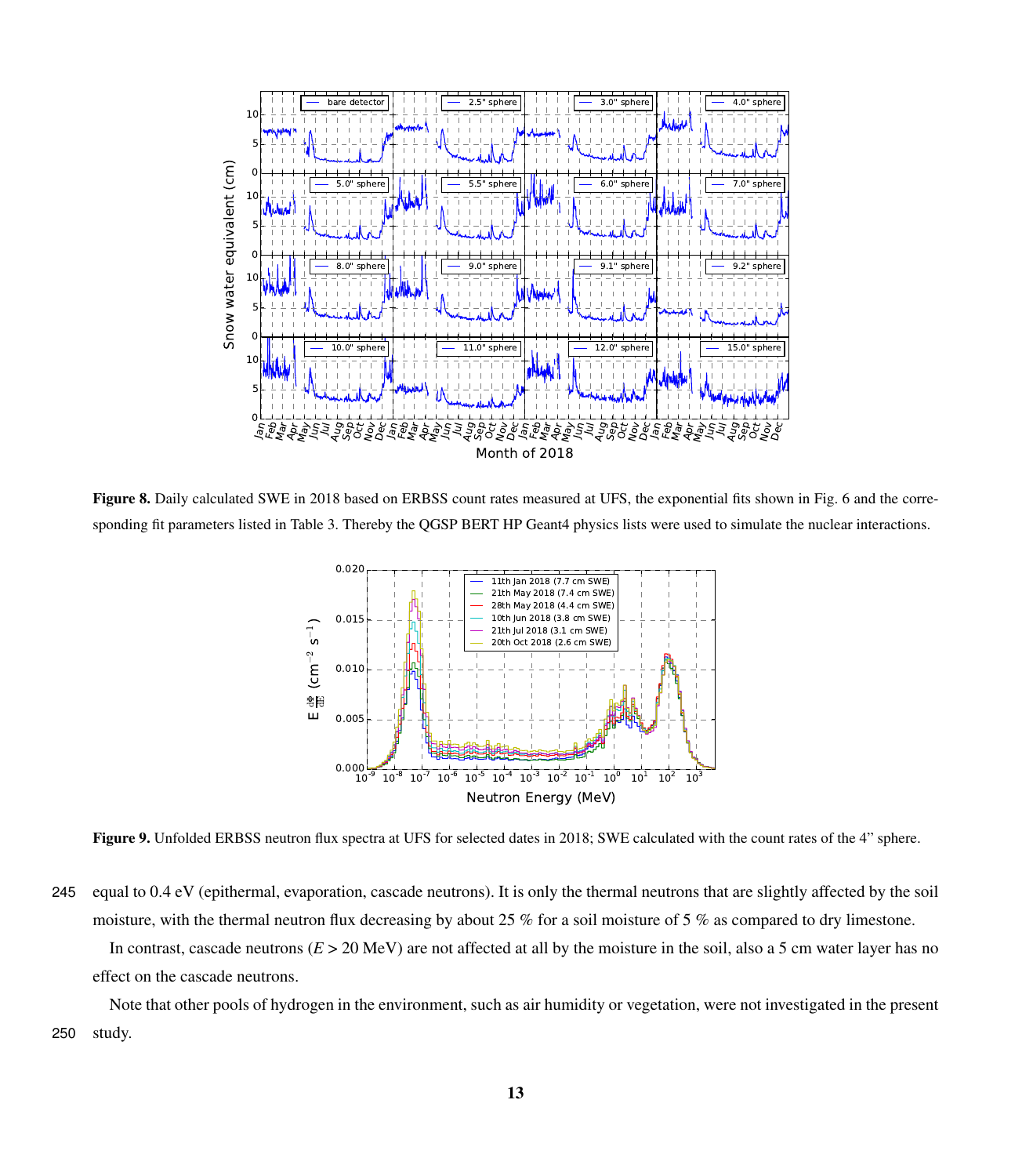**Figure 8.** Daily calculated SWE in 2018 based on ERBSS count rates measured at UFS, the exponential fits shown in Fig. 6 and the corresponding fit parameters listed in Table 3. Thereby the QGSP BERT HP Geant4 physics lists were used to simulate the nuclear interactions.

**Figure 9.** Unfolded ERBSS neutron flux spectra at UFS for selected dates in 2018; SWE calculated with the count rates of the 4" sphere.

equal to 0.4 eV (epithermal, evaporation, cascade neutrons). It is only the thermal neutrons that are slightly affected by the soil moisture, with the thermal neutron flux decreasing by about 25 % for a soil moisture of 5 % as compared to dry limestone.

In contrast, cascade neutrons ($E > 20$ MeV) are not affected at all by the moisture in the soil, also a 5 cm water layer has no effect on the cascade neutrons.

Note that other pools of hydrogen in the environment, such as air humidity or vegetation, were not investigated in the present study.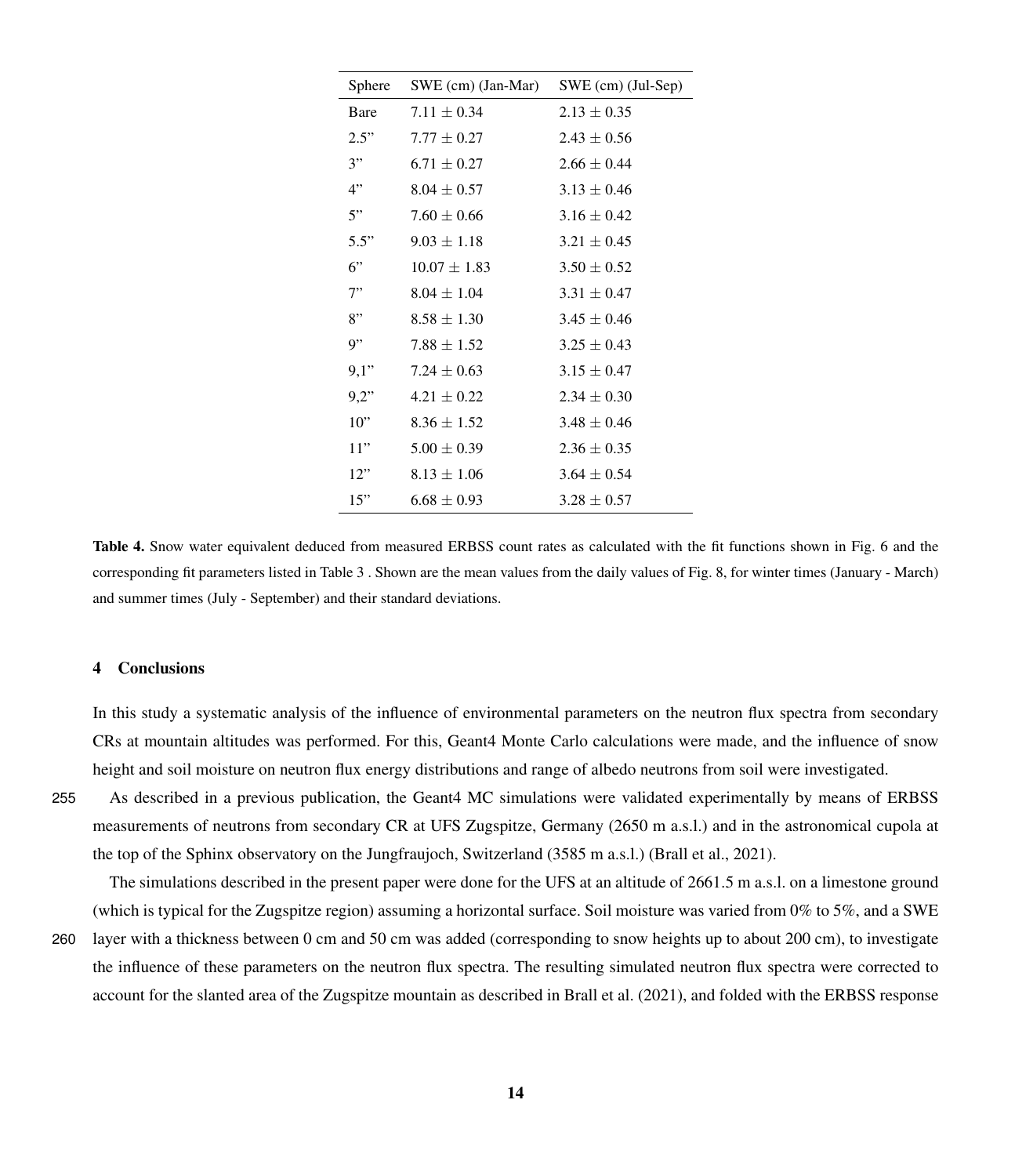| Sphere | SWE (cm) (Jan-Mar) | SWE (cm) (Jul-Sep) |
|---|---|---|
| Bare | 7.11 ± 0.34 | 2.13 ± 0.35 |
| 2.5” | 7.77 ± 0.27 | 2.43 ± 0.56 |
| 3” | 6.71 ± 0.27 | 2.66 ± 0.44 |
| 4” | 8.04 ± 0.57 | 3.13 ± 0.46 |
| 5” | 7.60 ± 0.66 | 3.16 ± 0.42 |
| 5.5” | 9.03 ± 1.18 | 3.21 ± 0.45 |
| 6” | 10.07 ± 1.83 | 3.50 ± 0.52 |
| 7” | 8.04 ± 1.04 | 3.31 ± 0.47 |
| 8” | 8.58 ± 1.30 | 3.45 ± 0.46 |
| 9” | 7.88 ± 1.52 | 3.25 ± 0.43 |
| 9,1” | 7.24 ± 0.63 | 3.15 ± 0.47 |
| 9,2” | 4.21 ± 0.22 | 2.34 ± 0.30 |
| 10” | 8.36 ± 1.52 | 3.48 ± 0.46 |
| 11” | 5.00 ± 0.39 | 2.36 ± 0.35 |
| 12” | 8.13 ± 1.06 | 3.64 ± 0.54 |
| 15” | 6.68 ± 0.93 | 3.28 ± 0.57 |

**Table 4.** Snow water equivalent deduced from measured ERBSS count rates as calculated with the fit functions shown in Fig. 6 and the corresponding fit parameters listed in Table 3 . Shown are the mean values from the daily values of Fig. 8, for winter times (January - March) and summer times (July - September) and their standard deviations.

## 4 Conclusions

In this study a systematic analysis of the influence of environmental parameters on the neutron flux spectra from secondary CRs at mountain altitudes was performed. For this, Geant4 Monte Carlo calculations were made, and the influence of snow height and soil moisture on neutron flux energy distributions and range of albedo neutrons from soil were investigated.

As described in a previous publication, the Geant4 MC simulations were validated experimentally by means of ERBSS measurements of neutrons from secondary CR at UFS Zugspitze, Germany (2650 m a.s.l.) and in the astronomical cupola at the top of the Sphinx observatory on the Jungfraujoch, Switzerland (3585 m a.s.l.) (Brall et al., 2021).

The simulations described in the present paper were done for the UFS at an altitude of 2661.5 m a.s.l. on a limestone ground (which is typical for the Zugspitze region) assuming a horizontal surface. Soil moisture was varied from 0% to 5%, and a SWE layer with a thickness between 0 cm and 50 cm was added (corresponding to snow heights up to about 200 cm), to investigate the influence of these parameters on the neutron flux spectra. The resulting simulated neutron flux spectra were corrected to account for the slanted area of the Zugspitze mountain as described in Brall et al. (2021), and folded with the ERBSS response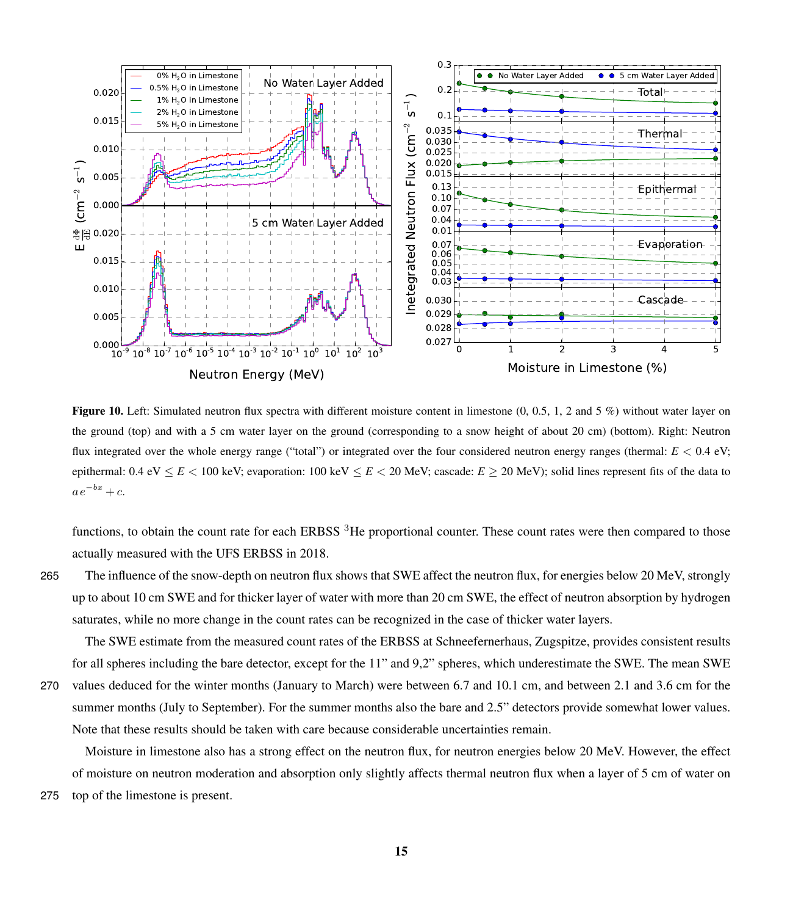**Figure 10.** Left: Simulated neutron flux spectra with different moisture content in limestone (0, 0.5, 1, 2 and 5 %) without water layer on the ground (top) and with a 5 cm water layer on the ground (corresponding to a snow height of about 20 cm) (bottom). Right: Neutron flux integrated over the whole energy range ("total") or integrated over the four considered neutron energy ranges (thermal: $E < 0.4$ eV; epithermal: $0.4 \text{ eV} \leq E < 100$ keV; evaporation: $100 \text{ keV} \leq E < 20$ MeV; cascade: $E \geq 20$ MeV); solid lines represent fits of the data to $ae^{-bx} + c$.

functions, to obtain the count rate for each ERBSS $^3$He proportional counter. These count rates were then compared to those actually measured with the UFS ERBSS in 2018.

The influence of the snow-depth on neutron flux shows that SWE affect the neutron flux, for energies below 20 MeV, strongly up to about 10 cm SWE and for thicker layer of water with more than 20 cm SWE, the effect of neutron absorption by hydrogen saturates, while no more change in the count rates can be recognized in the case of thicker water layers.

The SWE estimate from the measured count rates of the ERBSS at Schneefernerhaus, Zugspitze, provides consistent results for all spheres including the bare detector, except for the 11" and 9,2" spheres, which underestimate the SWE. The mean SWE values deduced for the winter months (January to March) were between 6.7 and 10.1 cm, and between 2.1 and 3.6 cm for the summer months (July to September). For the summer months also the bare and 2.5" detectors provide somewhat lower values. Note that these results should be taken with care because considerable uncertainties remain.

Moisture in limestone also has a strong effect on the neutron flux, for neutron energies below 20 MeV. However, the effect of moisture on neutron moderation and absorption only slightly affects thermal neutron flux when a layer of 5 cm of water on top of the limestone is present.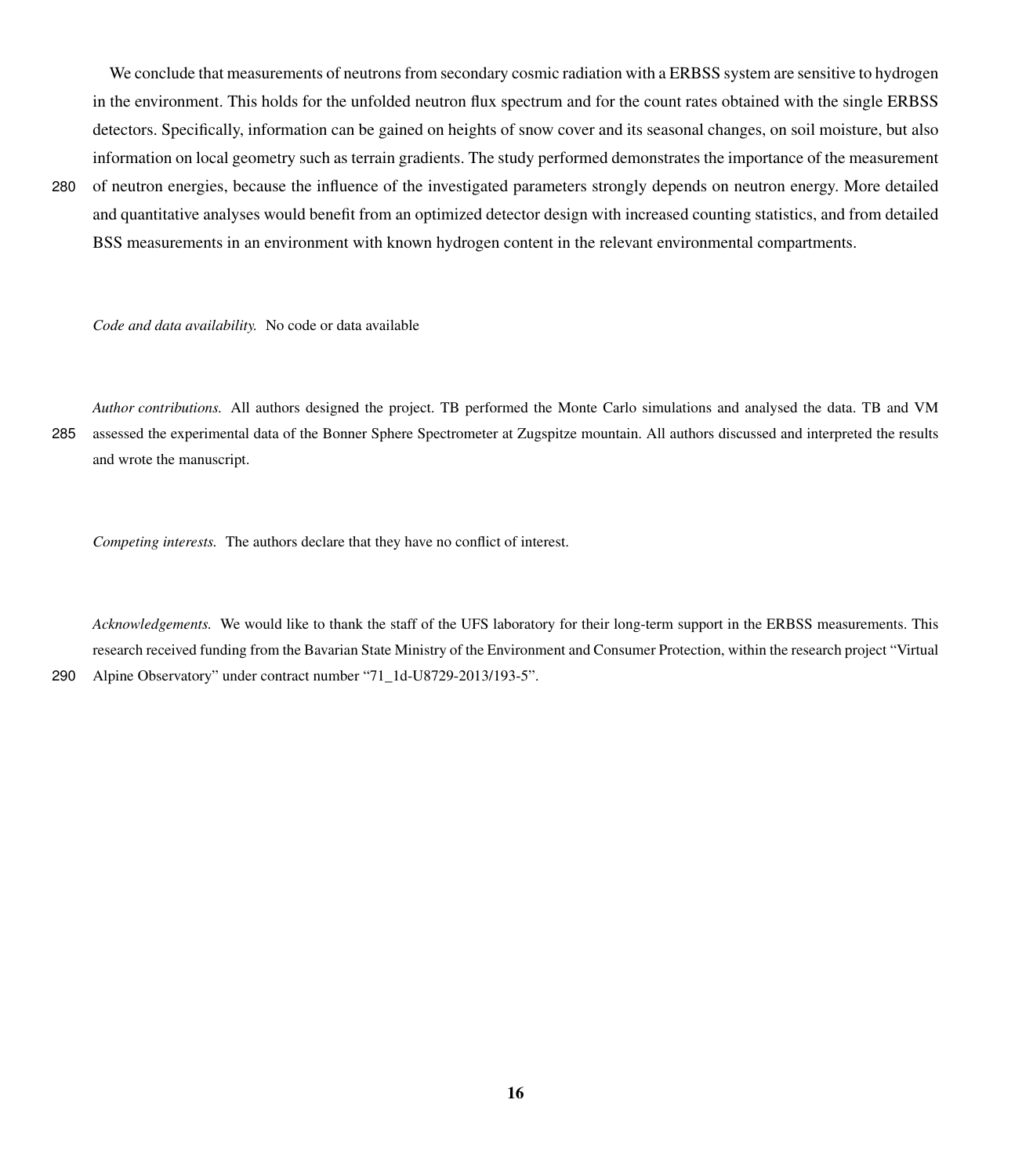We conclude that measurements of neutrons from secondary cosmic radiation with a ERBSS system are sensitive to hydrogen in the environment. This holds for the unfolded neutron flux spectrum and for the count rates obtained with the single ERBSS detectors. Specifically, information can be gained on heights of snow cover and its seasonal changes, on soil moisture, but also information on local geometry such as terrain gradients. The study performed demonstrates the importance of the measurement of neutron energies, because the influence of the investigated parameters strongly depends on neutron energy. More detailed and quantitative analyses would benefit from an optimized detector design with increased counting statistics, and from detailed BSS measurements in an environment with known hydrogen content in the relevant environmental compartments.

*Code and data availability.* No code or data available

*Author contributions.* All authors designed the project. TB performed the Monte Carlo simulations and analysed the data. TB and VM assessed the experimental data of the Bonner Sphere Spectrometer at Zugspitze mountain. All authors discussed and interpreted the results and wrote the manuscript.

*Competing interests.* The authors declare that they have no conflict of interest.

*Acknowledgements.* We would like to thank the staff of the UFS laboratory for their long-term support in the ERBSS measurements. This research received funding from the Bavarian State Ministry of the Environment and Consumer Protection, within the research project "Virtual Alpine Observatory" under contract number "71_1d-U8729-2013/193-5".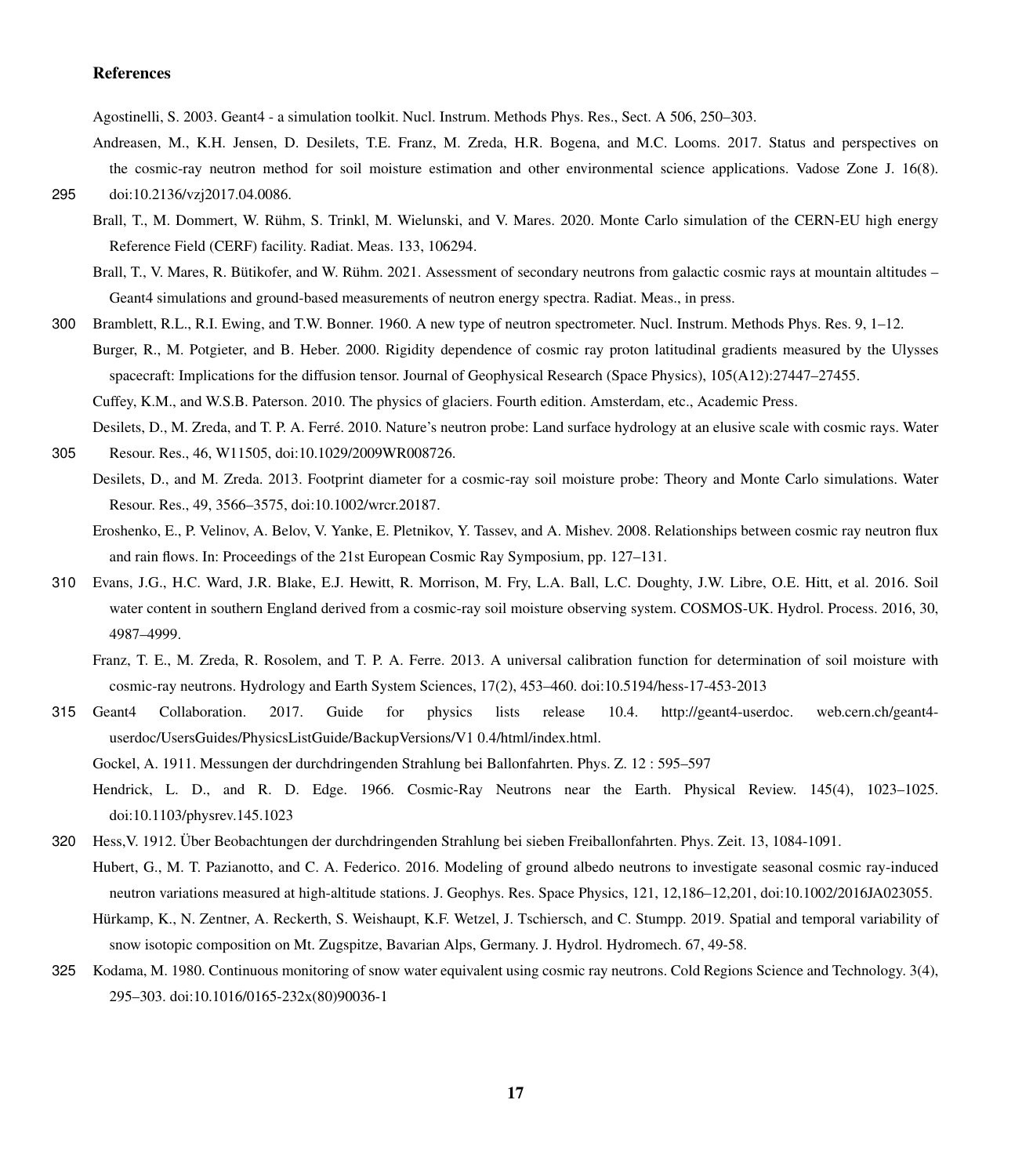## References

Agostinelli, S. 2003. Geant4 - a simulation toolkit. Nucl. Instrum. Methods Phys. Res., Sect. A 506, 250–303.

Andreasen, M., K.H. Jensen, D. Desilets, T.E. Franz, M. Zreda, H.R. Bogena, and M.C. Looms. 2017. Status and perspectives on the cosmic-ray neutron method for soil moisture estimation and other environmental science applications. Vadose Zone J. 16(8). doi:10.2136/vzj2017.04.0086.

Brall, T., M. Dommert, W. Rühm, S. Trinkl, M. Wielunski, and V. Mares. 2020. Monte Carlo simulation of the CERN-EU high energy Reference Field (CERF) facility. Radiat. Meas. 133, 106294.

Brall, T., V. Mares, R. Bütikofer, and W. Rühm. 2021. Assessment of secondary neutrons from galactic cosmic rays at mountain altitudes – Geant4 simulations and ground-based measurements of neutron energy spectra. Radiat. Meas., in press.

Bramblett, R.L., R.I. Ewing, and T.W. Bonner. 1960. A new type of neutron spectrometer. Nucl. Instrum. Methods Phys. Res. 9, 1–12.

Burger, R., M. Potgieter, and B. Heber. 2000. Rigidity dependence of cosmic ray proton latitudinal gradients measured by the Ulysses spacecraft: Implications for the diffusion tensor. Journal of Geophysical Research (Space Physics), 105(A12):27447–27455.

Cuffey, K.M., and W.S.B. Paterson. 2010. The physics of glaciers. Fourth edition. Amsterdam, etc., Academic Press.

Desilets, D., M. Zreda, and T. P. A. Ferré. 2010. Nature's neutron probe: Land surface hydrology at an elusive scale with cosmic rays. Water Resour. Res., 46, W11505, doi:10.1029/2009WR008726.

Desilets, D., and M. Zreda. 2013. Footprint diameter for a cosmic-ray soil moisture probe: Theory and Monte Carlo simulations. Water Resour. Res., 49, 3566–3575, doi:10.1002/wrcr.20187.

Eroshenko, E., P. Velinov, A. Belov, V. Yanke, E. Pletnikov, Y. Tassev, and A. Mishev. 2008. Relationships between cosmic ray neutron flux and rain flows. In: Proceedings of the 21st European Cosmic Ray Symposium, pp. 127–131.

Evans, J.G., H.C. Ward, J.R. Blake, E.J. Hewitt, R. Morrison, M. Fry, L.A. Ball, L.C. Doughty, J.W. Libre, O.E. Hitt, et al. 2016. Soil water content in southern England derived from a cosmic-ray soil moisture observing system. COSMOS-UK. Hydrol. Process. 2016, 30, 4987–4999.

Franz, T. E., M. Zreda, R. Rosolem, and T. P. A. Ferre. 2013. A universal calibration function for determination of soil moisture with cosmic-ray neutrons. Hydrology and Earth System Sciences, 17(2), 453–460. doi:10.5194/hess-17-453-2013

Geant4 Collaboration. 2017. Guide for physics lists release 10.4. http://geant4-userdoc. web.cern.ch/geant4-userdoc/UsersGuides/PhysicsListGuide/BackupVersions/V1 0.4/html/index.html.

Gockel, A. 1911. Messungen der durchdringenden Strahlung bei Ballonfahrten. Phys. Z. 12 : 595–597

Hendrick, L. D., and R. D. Edge. 1966. Cosmic-Ray Neutrons near the Earth. Physical Review. 145(4), 1023–1025. doi:10.1103/physrev.145.1023

Hess,V. 1912. Über Beobachtungen der durchdringenden Strahlung bei sieben Freiballonfahrten. Phys. Zeit. 13, 1084-1091.

Hubert, G., M. T. Pazianotto, and C. A. Federico. 2016. Modeling of ground albedo neutrons to investigate seasonal cosmic ray-induced neutron variations measured at high-altitude stations. J. Geophys. Res. Space Physics, 121, 12,186–12,201, doi:10.1002/2016JA023055.

Hürkamp, K., N. Zentner, A. Reckerth, S. Weishaupt, K.F. Wetzel, J. Tschiersch, and C. Stumpp. 2019. Spatial and temporal variability of snow isotopic composition on Mt. Zugspitze, Bavarian Alps, Germany. J. Hydrol. Hydromech. 67, 49-58.

Kodama, M. 1980. Continuous monitoring of snow water equivalent using cosmic ray neutrons. Cold Regions Science and Technology. 3(4), 295–303. doi:10.1016/0165-232x(80)90036-1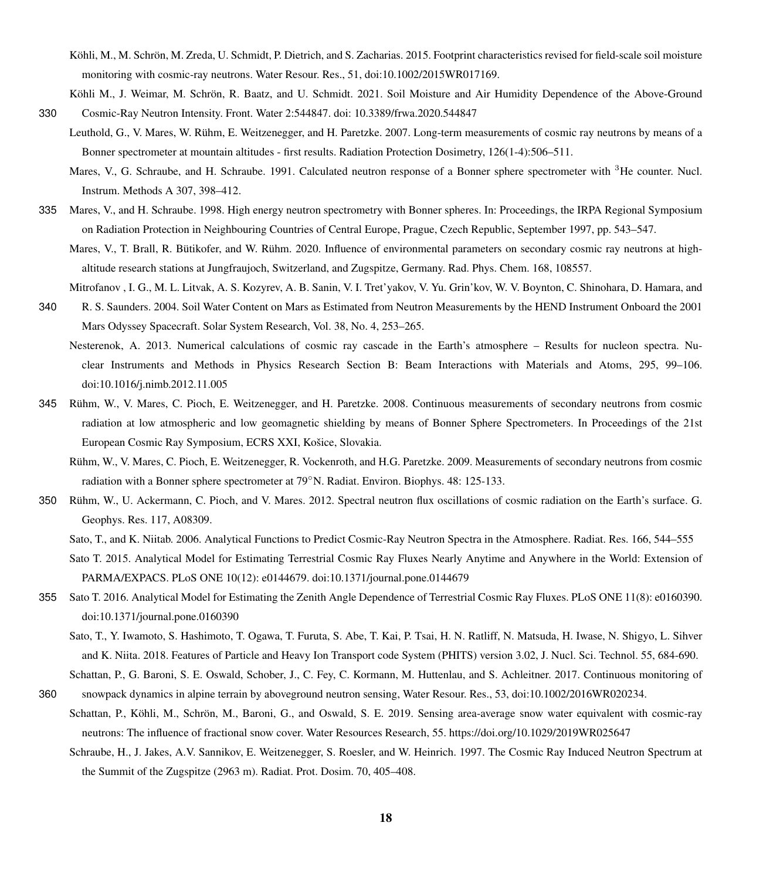Köhli, M., M. Schrön, M. Zreda, U. Schmidt, P. Dietrich, and S. Zacharias. 2015. Footprint characteristics revised for field-scale soil moisture monitoring with cosmic-ray neutrons. Water Resour. Res., 51, doi:10.1002/2015WR017169.

Köhli M., J. Weimar, M. Schrön, R. Baatz, and U. Schmidt. 2021. Soil Moisture and Air Humidity Dependence of the Above-Ground Cosmic-Ray Neutron Intensity. Front. Water 2:544847. doi: 10.3389/frwa.2020.544847

Leuthold, G., V. Mares, W. Rühm, E. Weitzenegger, and H. Paretzke. 2007. Long-term measurements of cosmic ray neutrons by means of a Bonner spectrometer at mountain altitudes - first results. Radiation Protection Dosimetry, 126(1-4):506–511.

Mares, V., G. Schraube, and H. Schraube. 1991. Calculated neutron response of a Bonner sphere spectrometer with $^{3}$He counter. Nucl. Instrum. Methods A 307, 398–412.

Mares, V., and H. Schraube. 1998. High energy neutron spectrometry with Bonner spheres. In: Proceedings, the IRPA Regional Symposium on Radiation Protection in Neighbouring Countries of Central Europe, Prague, Czech Republic, September 1997, pp. 543–547.

Mares, V., T. Brall, R. Bütikofer, and W. Rühm. 2020. Influence of environmental parameters on secondary cosmic ray neutrons at high-altitude research stations at Jungfraujoch, Switzerland, and Zugspitze, Germany. Rad. Phys. Chem. 168, 108557.

Mitrofanov , I. G., M. L. Litvak, A. S. Kozyrev, A. B. Sanin, V. I. Tret'yakov, V. Yu. Grin'kov, W. V. Boynton, C. Shinohara, D. Hamara, and R. S. Saunders. 2004. Soil Water Content on Mars as Estimated from Neutron Measurements by the HEND Instrument Onboard the 2001 Mars Odyssey Spacecraft. Solar System Research, Vol. 38, No. 4, 253–265.

Nesterenok, A. 2013. Numerical calculations of cosmic ray cascade in the Earth's atmosphere – Results for nucleon spectra. Nuclear Instruments and Methods in Physics Research Section B: Beam Interactions with Materials and Atoms, 295, 99–106. doi:10.1016/j.nimb.2012.11.005

Rühm, W., V. Mares, C. Pioch, E. Weitzenegger, and H. Paretzke. 2008. Continuous measurements of secondary neutrons from cosmic radiation at low atmospheric and low geomagnetic shielding by means of Bonner Sphere Spectrometers. In Proceedings of the 21st European Cosmic Ray Symposium, ECRS XXI, Košice, Slovakia.

Rühm, W., V. Mares, C. Pioch, E. Weitzenegger, R. Vockenroth, and H.G. Paretzke. 2009. Measurements of secondary neutrons from cosmic radiation with a Bonner sphere spectrometer at 79°N. Radiat. Environ. Biophys. 48: 125-133.

Rühm, W., U. Ackermann, C. Pioch, and V. Mares. 2012. Spectral neutron flux oscillations of cosmic radiation on the Earth's surface. G. Geophys. Res. 117, A08309.

Sato, T., and K. Niitab. 2006. Analytical Functions to Predict Cosmic-Ray Neutron Spectra in the Atmosphere. Radiat. Res. 166, 544–555

Sato T. 2015. Analytical Model for Estimating Terrestrial Cosmic Ray Fluxes Nearly Anytime and Anywhere in the World: Extension of PARMA/EXPACS. PLoS ONE 10(12): e0144679. doi:10.1371/journal.pone.0144679

Sato T. 2016. Analytical Model for Estimating the Zenith Angle Dependence of Terrestrial Cosmic Ray Fluxes. PLoS ONE 11(8): e0160390. doi:10.1371/journal.pone.0160390

Sato, T., Y. Iwamoto, S. Hashimoto, T. Ogawa, T. Furuta, S. Abe, T. Kai, P. Tsai, H. N. Ratliff, N. Matsuda, H. Iwase, N. Shigyo, L. Sihver and K. Niita. 2018. Features of Particle and Heavy Ion Transport code System (PHITS) version 3.02, J. Nucl. Sci. Technol. 55, 684-690.

Schattan, P., G. Baroni, S. E. Oswald, Schober, J., C. Fey, C. Kormann, M. Huttenlau, and S. Achleitner. 2017. Continuous monitoring of snowpack dynamics in alpine terrain by aboveground neutron sensing, Water Resour. Res., 53, doi:10.1002/2016WR020234.

Schattan, P., Köhli, M., Schrön, M., Baroni, G., and Oswald, S. E. 2019. Sensing area-average snow water equivalent with cosmic-ray neutrons: The influence of fractional snow cover. Water Resources Research, 55. https://doi.org/10.1029/2019WR025647

Schraube, H., J. Jakes, A.V. Sannikov, E. Weitzenegger, S. Roesler, and W. Heinrich. 1997. The Cosmic Ray Induced Neutron Spectrum at the Summit of the Zugspitze (2963 m). Radiat. Prot. Dosim. 70, 405–408.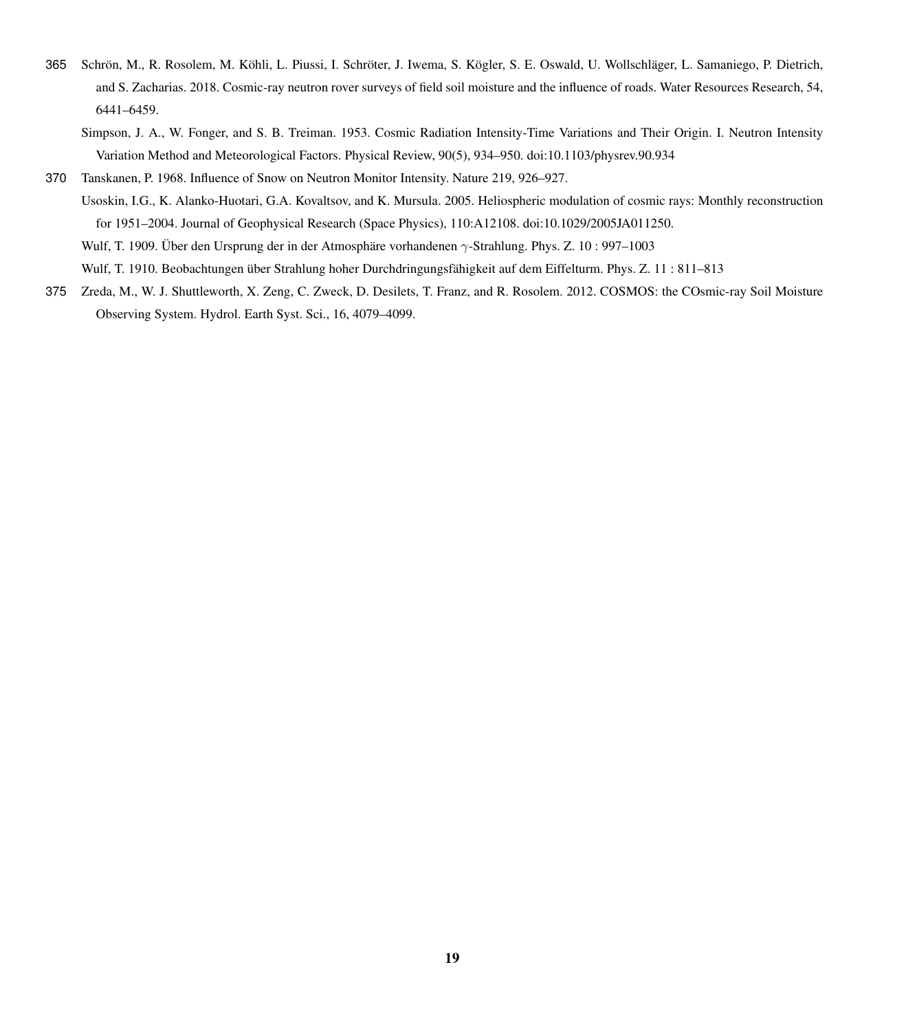Schrön, M., R. Rosolem, M. Köhli, L. Piussi, I. Schröter, J. Iwema, S. Kögler, S. E. Oswald, U. Wollschläger, L. Samaniego, P. Dietrich, and S. Zacharias. 2018. Cosmic-ray neutron rover surveys of field soil moisture and the influence of roads. Water Resources Research, 54, 6441–6459.

Simpson, J. A., W. Fonger, and S. B. Treiman. 1953. Cosmic Radiation Intensity-Time Variations and Their Origin. I. Neutron Intensity Variation Method and Meteorological Factors. Physical Review, 90(5), 934–950. doi:10.1103/physrev.90.934

Tanskanen, P. 1968. Influence of Snow on Neutron Monitor Intensity. Nature 219, 926–927.

Usoskin, I.G., K. Alanko-Huotari, G.A. Kovaltsov, and K. Mursula. 2005. Heliospheric modulation of cosmic rays: Monthly reconstruction for 1951–2004. Journal of Geophysical Research (Space Physics), 110:A12108. doi:10.1029/2005JA011250.

Wulf, T. 1909. Über den Ursprung der in der Atmosphäre vorhandenen $\gamma$-Strahlung. Phys. Z. 10 : 997–1003

Wulf, T. 1910. Beobachtungen über Strahlung hoher Durchdringungsfähigkeit auf dem Eiffelturm. Phys. Z. 11 : 811–813

Zreda, M., W. J. Shuttleworth, X. Zeng, C. Zweck, D. Desilets, T. Franz, and R. Rosolem. 2012. COSMOS: the COsmic-ray Soil Moisture Observing System. Hydrol. Earth Syst. Sci., 16, 4079–4099.